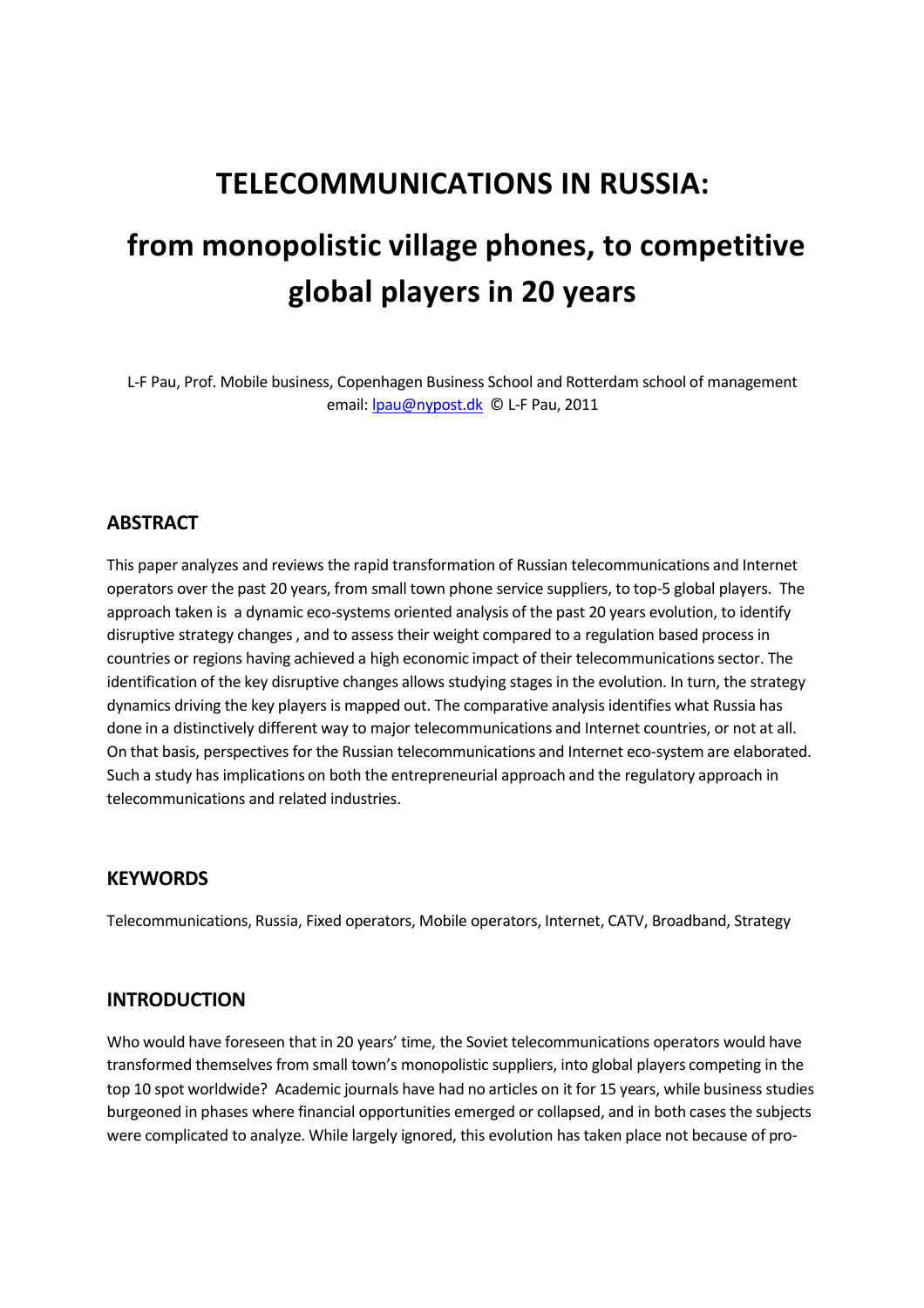# TELECOMMUNICATIONS IN RUSSIA:

# from monopolistic village phones, to competitive global players in 20 years

L-F Pau, Prof. Mobile business, Copenhagen Business School and Rotterdam school of management
email: lpau@nypost.dk © L-F Pau, 2011

## ABSTRACT

This paper analyzes and reviews the rapid transformation of Russian telecommunications and Internet operators over the past 20 years, from small town phone service suppliers, to top-5 global players. The approach taken is a dynamic eco-systems oriented analysis of the past 20 years evolution, to identify disruptive strategy changes , and to assess their weight compared to a regulation based process in countries or regions having achieved a high economic impact of their telecommunications sector. The identification of the key disruptive changes allows studying stages in the evolution. In turn, the strategy dynamics driving the key players is mapped out. The comparative analysis identifies what Russia has done in a distinctively different way to major telecommunications and Internet countries, or not at all. On that basis, perspectives for the Russian telecommunications and Internet eco-system are elaborated. Such a study has implications on both the entrepreneurial approach and the regulatory approach in telecommunications and related industries.

## KEYWORDS

Telecommunications, Russia, Fixed operators, Mobile operators, Internet, CATV, Broadband, Strategy

## INTRODUCTION

Who would have foreseen that in 20 years' time, the Soviet telecommunications operators would have transformed themselves from small town's monopolistic suppliers, into global players competing in the top 10 spot worldwide? Academic journals have had no articles on it for 15 years, while business studies burgeoned in phases where financial opportunities emerged or collapsed, and in both cases the subjects were complicated to analyze. While largely ignored, this evolution has taken place not because of pro-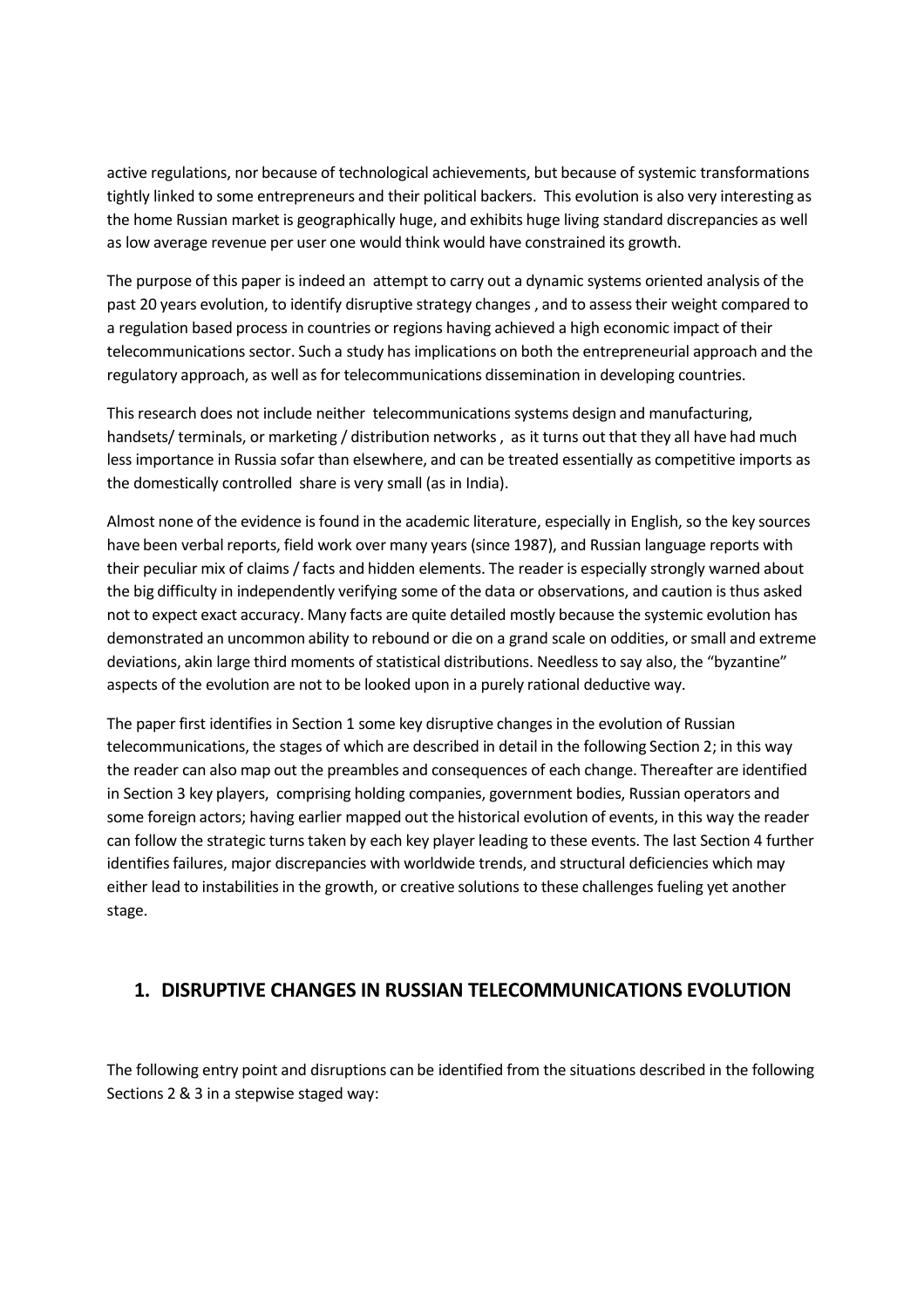active regulations, nor because of technological achievements, but because of systemic transformations tightly linked to some entrepreneurs and their political backers. This evolution is also very interesting as the home Russian market is geographically huge, and exhibits huge living standard discrepancies as well as low average revenue per user one would think would have constrained its growth.

The purpose of this paper is indeed an attempt to carry out a dynamic systems oriented analysis of the past 20 years evolution, to identify disruptive strategy changes , and to assess their weight compared to a regulation based process in countries or regions having achieved a high economic impact of their telecommunications sector. Such a study has implications on both the entrepreneurial approach and the regulatory approach, as well as for telecommunications dissemination in developing countries.

This research does not include neither telecommunications systems design and manufacturing, handsets/ terminals, or marketing / distribution networks , as it turns out that they all have had much less importance in Russia sofar than elsewhere, and can be treated essentially as competitive imports as the domestically controlled share is very small (as in India).

Almost none of the evidence is found in the academic literature, especially in English, so the key sources have been verbal reports, field work over many years (since 1987), and Russian language reports with their peculiar mix of claims / facts and hidden elements. The reader is especially strongly warned about the big difficulty in independently verifying some of the data or observations, and caution is thus asked not to expect exact accuracy. Many facts are quite detailed mostly because the systemic evolution has demonstrated an uncommon ability to rebound or die on a grand scale on oddities, or small and extreme deviations, akin large third moments of statistical distributions. Needless to say also, the "byzantine" aspects of the evolution are not to be looked upon in a purely rational deductive way.

The paper first identifies in Section 1 some key disruptive changes in the evolution of Russian telecommunications, the stages of which are described in detail in the following Section 2; in this way the reader can also map out the preambles and consequences of each change. Thereafter are identified in Section 3 key players, comprising holding companies, government bodies, Russian operators and some foreign actors; having earlier mapped out the historical evolution of events, in this way the reader can follow the strategic turns taken by each key player leading to these events. The last Section 4 further identifies failures, major discrepancies with worldwide trends, and structural deficiencies which may either lead to instabilities in the growth, or creative solutions to these challenges fueling yet another stage.

## 1. DISRUPTIVE CHANGES IN RUSSIAN TELECOMMUNICATIONS EVOLUTION

The following entry point and disruptions can be identified from the situations described in the following Sections 2 & 3 in a stepwise staged way: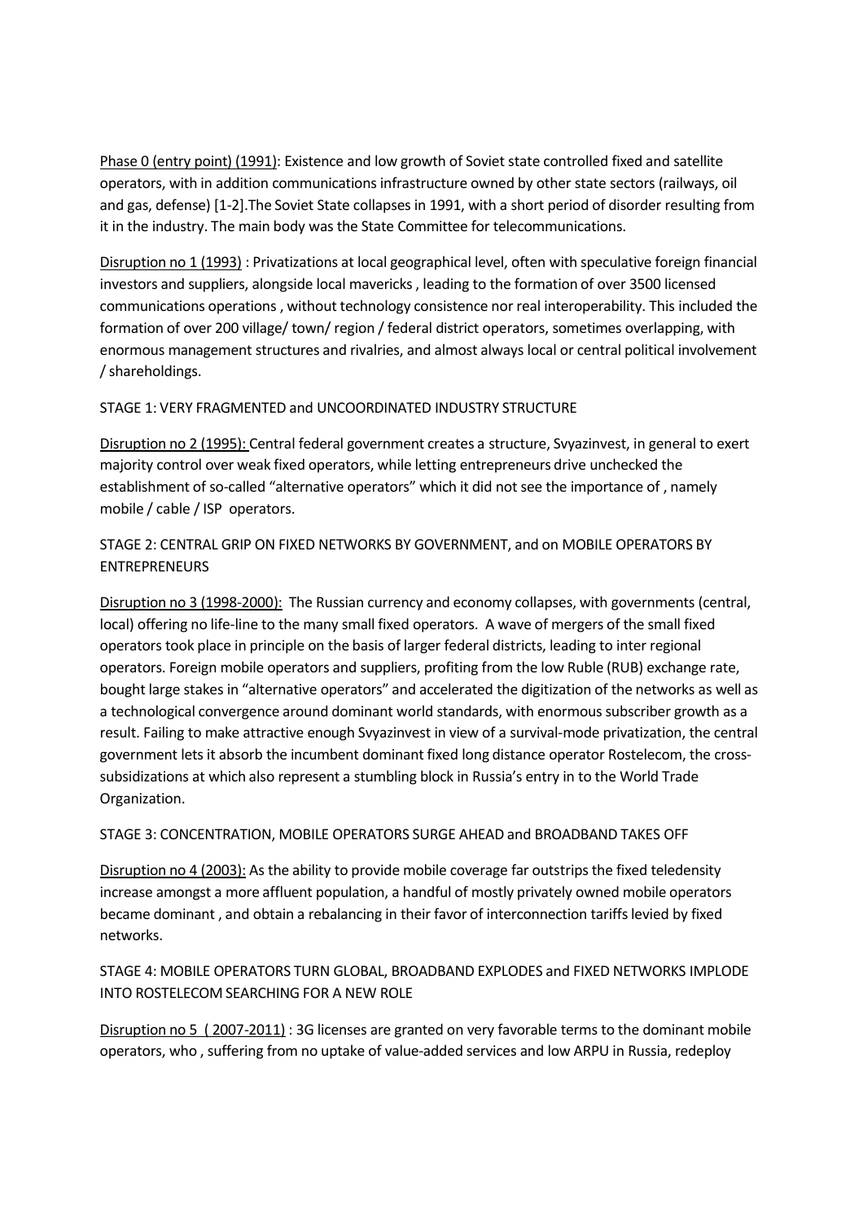Phase 0 (entry point) (1991): Existence and low growth of Soviet state controlled fixed and satellite operators, with in addition communications infrastructure owned by other state sectors (railways, oil and gas, defense) [1-2].The Soviet State collapses in 1991, with a short period of disorder resulting from it in the industry. The main body was the State Committee for telecommunications.

Disruption no 1 (1993) : Privatizations at local geographical level, often with speculative foreign financial investors and suppliers, alongside local mavericks , leading to the formation of over 3500 licensed communications operations , without technology consistence nor real interoperability. This included the formation of over 200 village/ town/ region / federal district operators, sometimes overlapping, with enormous management structures and rivalries, and almost always local or central political involvement / shareholdings.

STAGE 1: VERY FRAGMENTED and UNCOORDINATED INDUSTRY STRUCTURE

Disruption no 2 (1995): Central federal government creates a structure, Svyazinvest, in general to exert majority control over weak fixed operators, while letting entrepreneurs drive unchecked the establishment of so-called "alternative operators" which it did not see the importance of , namely mobile / cable / ISP operators.

STAGE 2: CENTRAL GRIP ON FIXED NETWORKS BY GOVERNMENT, and on MOBILE OPERATORS BY ENTREPRENEURS

Disruption no 3 (1998-2000): The Russian currency and economy collapses, with governments (central, local) offering no life-line to the many small fixed operators. A wave of mergers of the small fixed operators took place in principle on the basis of larger federal districts, leading to inter regional operators. Foreign mobile operators and suppliers, profiting from the low Ruble (RUB) exchange rate, bought large stakes in "alternative operators" and accelerated the digitization of the networks as well as a technological convergence around dominant world standards, with enormous subscriber growth as a result. Failing to make attractive enough Svyazinvest in view of a survival-mode privatization, the central government lets it absorb the incumbent dominant fixed long distance operator Rostelecom, the cross-subsidizations at which also represent a stumbling block in Russia's entry in to the World Trade Organization.

STAGE 3: CONCENTRATION, MOBILE OPERATORS SURGE AHEAD and BROADBAND TAKES OFF

Disruption no 4 (2003): As the ability to provide mobile coverage far outstrips the fixed teledensity increase amongst a more affluent population, a handful of mostly privately owned mobile operators became dominant , and obtain a rebalancing in their favor of interconnection tariffs levied by fixed networks.

STAGE 4: MOBILE OPERATORS TURN GLOBAL, BROADBAND EXPLODES and FIXED NETWORKS IMPLODE INTO ROSTELECOM SEARCHING FOR A NEW ROLE

Disruption no 5 ( 2007-2011) : 3G licenses are granted on very favorable terms to the dominant mobile operators, who , suffering from no uptake of value-added services and low ARPU in Russia, redeploy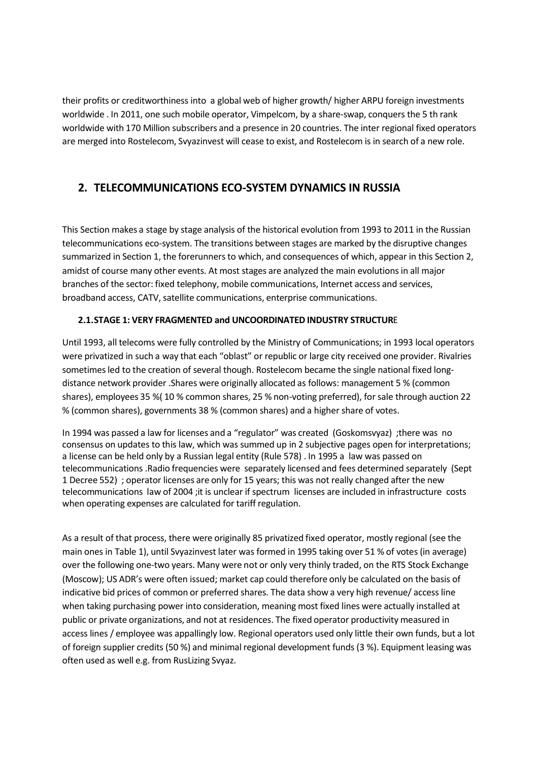their profits or creditworthiness into a global web of higher growth/ higher ARPU foreign investments worldwide . In 2011, one such mobile operator, Vimpelcom, by a share-swap, conquers the 5 th rank worldwide with 170 Million subscribers and a presence in 20 countries. The inter regional fixed operators are merged into Rostelecom, Svyazinvest will cease to exist, and Rostelecom is in search of a new role.

## 2. TELECOMMUNICATIONS ECO-SYSTEM DYNAMICS IN RUSSIA

This Section makes a stage by stage analysis of the historical evolution from 1993 to 2011 in the Russian telecommunications eco-system. The transitions between stages are marked by the disruptive changes summarized in Section 1, the forerunners to which, and consequences of which, appear in this Section 2, amidst of course many other events. At most stages are analyzed the main evolutions in all major branches of the sector: fixed telephony, mobile communications, Internet access and services, broadband access, CATV, satellite communications, enterprise communications.

### 2.1. STAGE 1: VERY FRAGMENTED and UNCOORDINATED INDUSTRY STRUCTURE

Until 1993, all telecoms were fully controlled by the Ministry of Communications; in 1993 local operators were privatized in such a way that each "oblast" or republic or large city received one provider. Rivalries sometimes led to the creation of several though. Rostelecom became the single national fixed long-distance network provider .Shares were originally allocated as follows: management 5 % (common shares), employees 35 %( 10 % common shares, 25 % non-voting preferred), for sale through auction 22 % (common shares), governments 38 % (common shares) and a higher share of votes.

In 1994 was passed a law for licenses and a "regulator" was created (Goskomsvyaz) ;there was no consensus on updates to this law, which was summed up in 2 subjective pages open for interpretations; a license can be held only by a Russian legal entity (Rule 578) . In 1995 a law was passed on telecommunications .Radio frequencies were separately licensed and fees determined separately (Sept 1 Decree 552) ; operator licenses are only for 15 years; this was not really changed after the new telecommunications law of 2004 ;it is unclear if spectrum licenses are included in infrastructure costs when operating expenses are calculated for tariff regulation.

As a result of that process, there were originally 85 privatized fixed operator, mostly regional (see the main ones in Table 1), until Svyazinvest later was formed in 1995 taking over 51 % of votes (in average) over the following one-two years. Many were not or only very thinly traded, on the RTS Stock Exchange (Moscow); US ADR's were often issued; market cap could therefore only be calculated on the basis of indicative bid prices of common or preferred shares. The data show a very high revenue/ access line when taking purchasing power into consideration, meaning most fixed lines were actually installed at public or private organizations, and not at residences. The fixed operator productivity measured in access lines / employee was appallingly low. Regional operators used only little their own funds, but a lot of foreign supplier credits (50 %) and minimal regional development funds (3 %). Equipment leasing was often used as well e.g. from RusLizing Svyaz.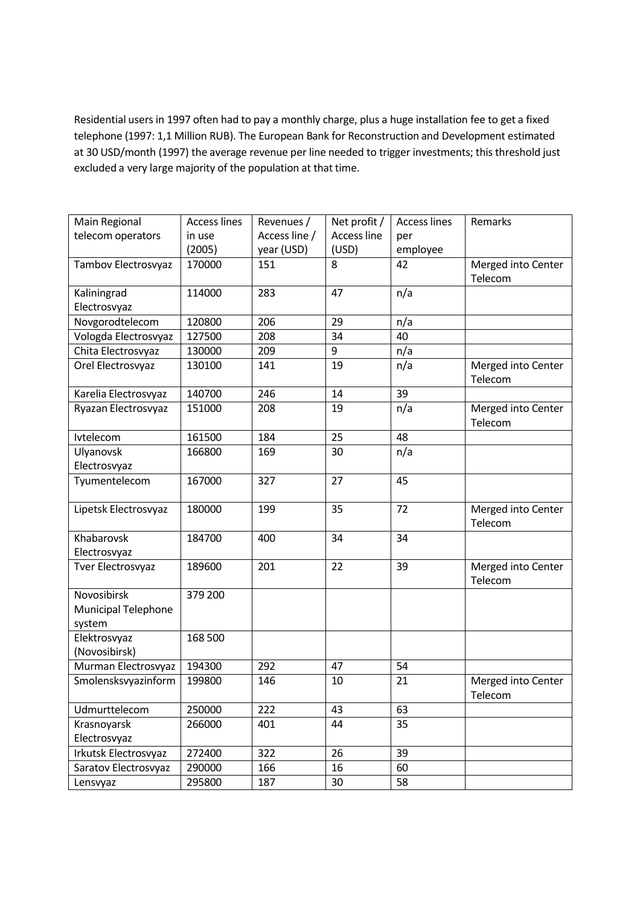Residential users in 1997 often had to pay a monthly charge, plus a huge installation fee to get a fixed telephone (1997: 1,1 Million RUB). The European Bank for Reconstruction and Development estimated at 30 USD/month (1997) the average revenue per line needed to trigger investments; this threshold just excluded a very large majority of the population at that time.

| Main Regional telecom operators | Access lines in use (2005) | Revenues / Access line / year (USD) | Net profit / Access line (USD) | Access lines per employee | Remarks |
|---|---|---|---|---|---|
| Tambov Electrosvyaz | 170000 | 151 | 8 | 42 | Merged into Center Telecom |
| Kaliningrad Electrosvyaz | 114000 | 283 | 47 | n/a | |
| Novgorodtelecom | 120800 | 206 | 29 | n/a | |
| Vologda Electrosvyaz | 127500 | 208 | 34 | 40 | |
| Chita Electrosvyaz | 130000 | 209 | 9 | n/a | |
| Orel Electrosvyaz | 130100 | 141 | 19 | n/a | Merged into Center Telecom |
| Karelia Electrosvyaz | 140700 | 246 | 14 | 39 | |
| Ryazan Electrosvyaz | 151000 | 208 | 19 | n/a | Merged into Center Telecom |
| Ivtelecom | 161500 | 184 | 25 | 48 | |
| Ulyanovsk Electrosvyaz | 166800 | 169 | 30 | n/a | |
| Tyumentelecom | 167000 | 327 | 27 | 45 | |
| Lipetsk Electrosvyaz | 180000 | 199 | 35 | 72 | Merged into Center Telecom |
| Khabarovsk Electrosvyaz | 184700 | 400 | 34 | 34 | |
| Tver Electrosvyaz | 189600 | 201 | 22 | 39 | Merged into Center Telecom |
| Novosibirsk Municipal Telephone system | 379 200 | | | | |
| Elektrosvyaz (Novosibirsk) | 168 500 | | | | |
| Murman Electrosvyaz | 194300 | 292 | 47 | 54 | |
| Smolensksvyazinform | 199800 | 146 | 10 | 21 | Merged into Center Telecom |
| Udmurttelecom | 250000 | 222 | 43 | 63 | |
| Krasnoyarsk Electrosvyaz | 266000 | 401 | 44 | 35 | |
| Irkutsk Electrosvyaz | 272400 | 322 | 26 | 39 | |
| Saratov Electrosvyaz | 290000 | 166 | 16 | 60 | |
| Lensvyaz | 295800 | 187 | 30 | 58 | |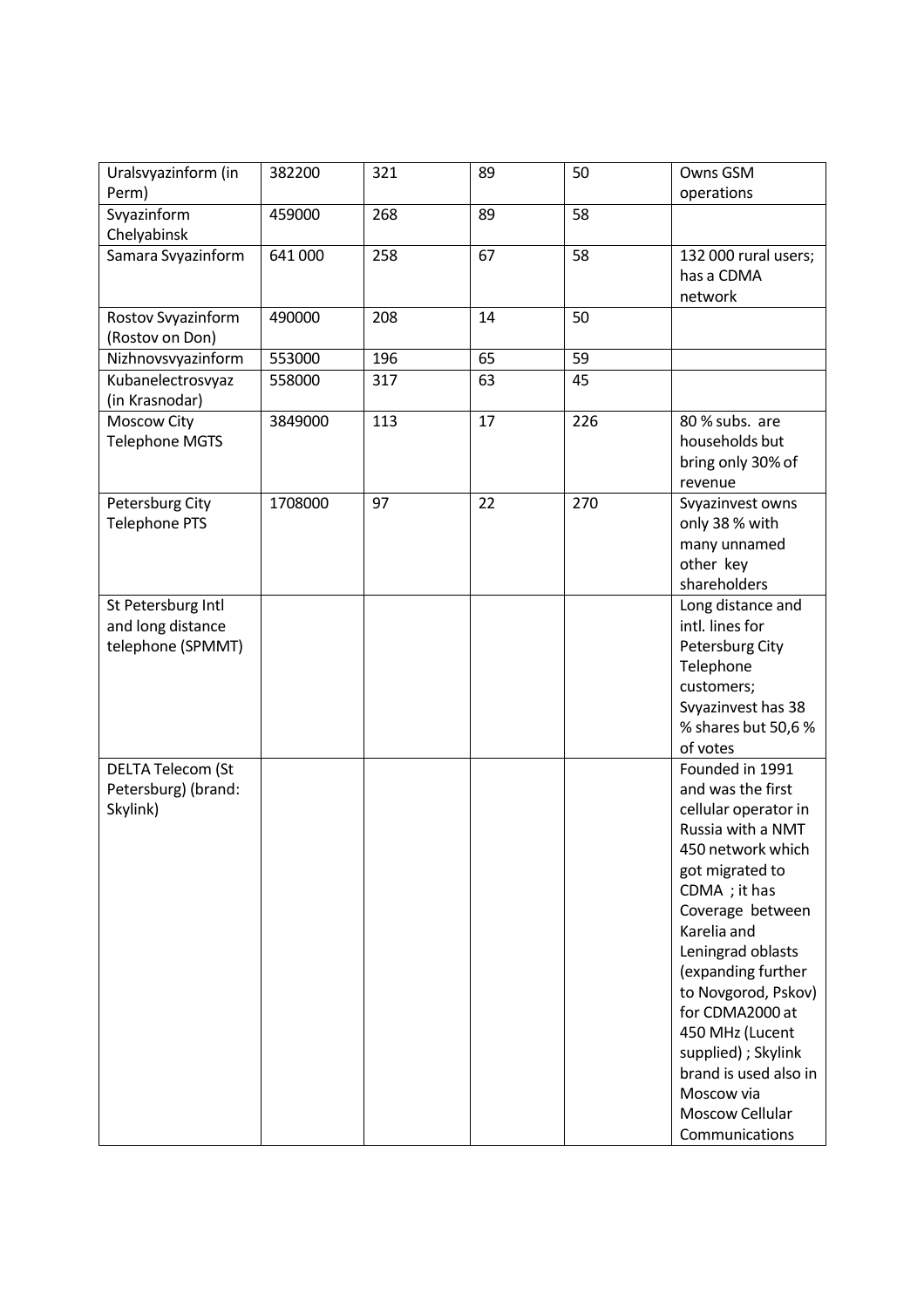| Uralsvyazinform (in Perm) | 382200 | 321 | 89 | 50 | Owns GSM operations |
|---|---|---|---|---|---|
| Svyazinform Chelyabinsk | 459000 | 268 | 89 | 58 | |
| Samara Svyazinform | 641 000 | 258 | 67 | 58 | 132 000 rural users; has a CDMA network |
| Rostov Svyazinform (Rostov on Don) | 490000 | 208 | 14 | 50 | |
| Nizhnovsvyazinform | 553000 | 196 | 65 | 59 | |
| Kubanelectrosvyaz (in Krasnodar) | 558000 | 317 | 63 | 45 | |
| Moscow City Telephone MGTS | 3849000 | 113 | 17 | 226 | 80 % subs. are households but bring only 30% of revenue |
| Petersburg City Telephone PTS | 1708000 | 97 | 22 | 270 | Svyazinvest owns only 38 % with many unnamed other key shareholders |
| St Petersburg Intl and long distance telephone (SPMMT) | | | | | Long distance and intl. lines for Petersburg City Telephone customers; Svyazinvest has 38 % shares but 50,6 % of votes |
| DELTA Telecom (St Petersburg) (brand: Skylink) | | | | | Founded in 1991 and was the first cellular operator in Russia with a NMT 450 network which got migrated to CDMA ; it has Coverage between Karelia and Leningrad oblasts (expanding further to Novgorod, Pskov) for CDMA2000 at 450 MHz (Lucent supplied) ; Skylink brand is used also in Moscow via Moscow Cellular Communications |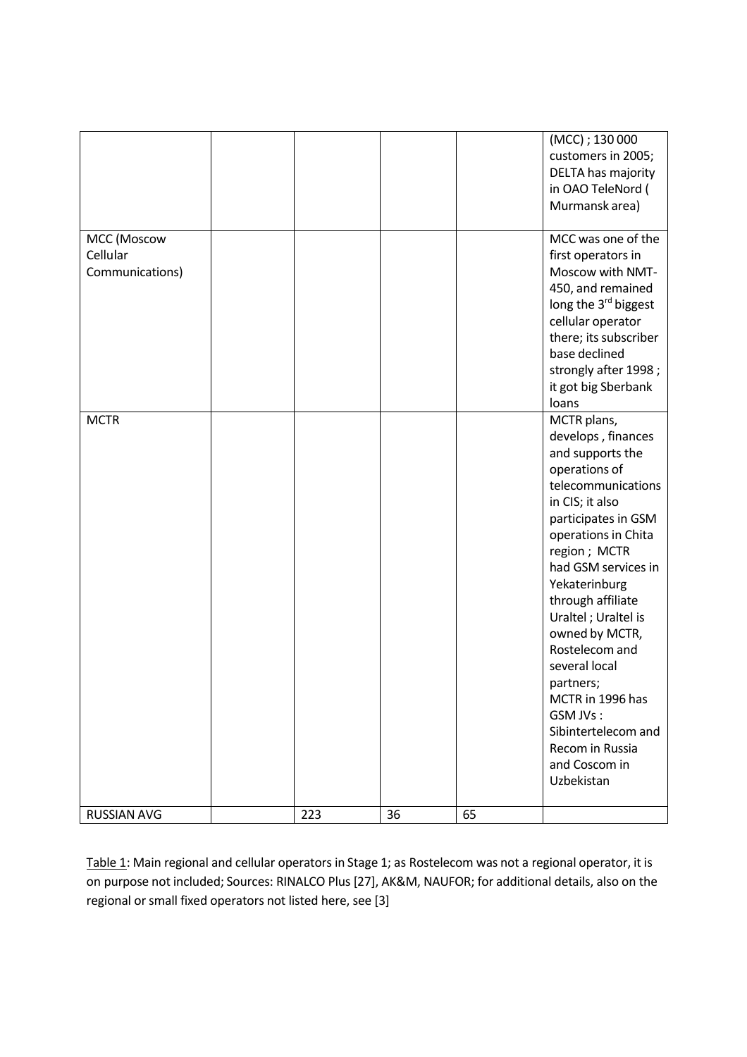| | | | | | |
|---|---|---|---|---|---|
| | | | | | (MCC) ; 130 000 customers in 2005; DELTA has majority in OAO TeleNord ( Murmansk area) |
| MCC (Moscow Cellular Communications) | | | | | MCC was one of the first operators in Moscow with NMT-450, and remained long the 3rd biggest cellular operator there; its subscriber base declined strongly after 1998 ; it got big Sberbank loans |
| MCTR | | | | | MCTR plans, develops , finances and supports the operations of telecommunications in CIS; it also participates in GSM operations in Chita region ; MCTR had GSM services in Yekaterinburg through affiliate Uraltel ; Uraltel is owned by MCTR, Rostelecom and several local partners; MCTR in 1996 has GSM JVs : Sibintertelecom and Recom in Russia and Coscom in Uzbekistan |
| RUSSIAN AVG | | 223 | 36 | 65 | |

Table 1: Main regional and cellular operators in Stage 1; as Rostelecom was not a regional operator, it is on purpose not included; Sources: RINALCO Plus [27], AK&M, NAUFOR; for additional details, also on the regional or small fixed operators not listed here, see [3]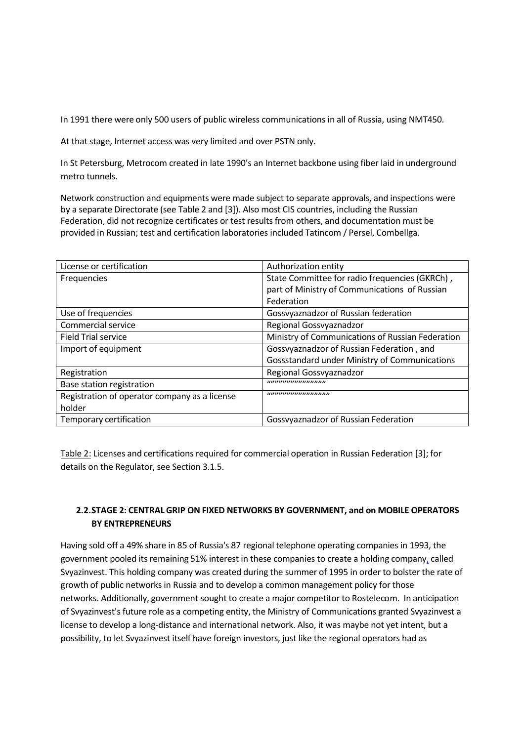In 1991 there were only 500 users of public wireless communications in all of Russia, using NMT450.

At that stage, Internet access was very limited and over PSTN only.

In St Petersburg, Metrocom created in late 1990's an Internet backbone using fiber laid in underground metro tunnels.

Network construction and equipments were made subject to separate approvals, and inspections were by a separate Directorate (see Table 2 and [3]). Also most CIS countries, including the Russian Federation, did not recognize certificates or test results from others, and documentation must be provided in Russian; test and certification laboratories included Tatincom / Persel, Combellga.

| License or certification | Authorization entity |
|---|---|
| Frequencies | State Committee for radio frequencies (GKRCh) , part of Ministry of Communications of Russian Federation |
| Use of frequencies | Gossvyaznadzor of Russian federation |
| Commercial service | Regional Gossvyaznadzor |
| Field Trial service | Ministry of Communications of Russian Federation |
| Import of equipment | Gossvyaznadzor of Russian Federation , and Gossstandard under Ministry of Communications |
| Registration | Regional Gossvyaznadzor |
| Base station registration | """""""""""""""""" |
| Registration of operator company as a license holder | """""""""""""""""""" |
| Temporary certification | Gossvyaznadzor of Russian Federation |

Table 2: Licenses and certifications required for commercial operation in Russian Federation [3]; for details on the Regulator, see Section 3.1.5.

## 2.2. STAGE 2: CENTRAL GRIP ON FIXED NETWORKS BY GOVERNMENT, and on MOBILE OPERATORS BY ENTREPRENEURS

Having sold off a 49% share in 85 of Russia's 87 regional telephone operating companies in 1993, the government pooled its remaining 51% interest in these companies to create a holding company, called Svyazinvest. This holding company was created during the summer of 1995 in order to bolster the rate of growth of public networks in Russia and to develop a common management policy for those networks. Additionally, government sought to create a major competitor to Rostelecom. In anticipation of Svyazinvest's future role as a competing entity, the Ministry of Communications granted Svyazinvest a license to develop a long-distance and international network. Also, it was maybe not yet intent, but a possibility, to let Svyazinvest itself have foreign investors, just like the regional operators had as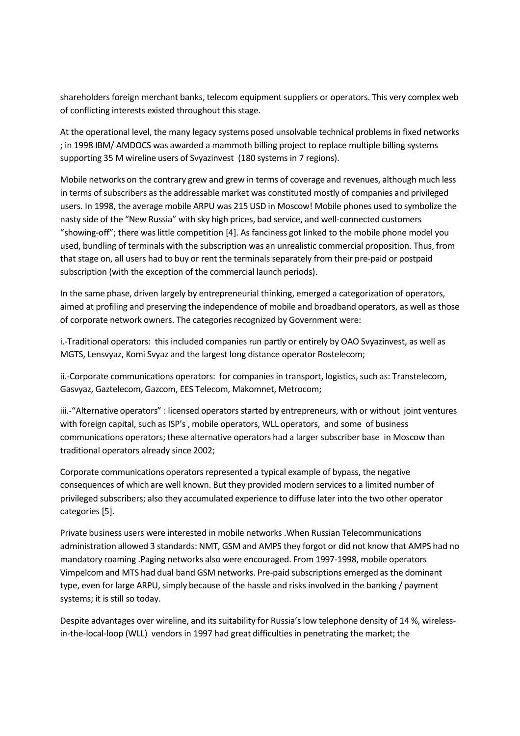shareholders foreign merchant banks, telecom equipment suppliers or operators. This very complex web of conflicting interests existed throughout this stage.

At the operational level, the many legacy systems posed unsolvable technical problems in fixed networks ; in 1998 IBM/ AMDOCS was awarded a mammoth billing project to replace multiple billing systems supporting 35 M wireline users of Svyazinvest (180 systems in 7 regions).

Mobile networks on the contrary grew and grew in terms of coverage and revenues, although much less in terms of subscribers as the addressable market was constituted mostly of companies and privileged users. In 1998, the average mobile ARPU was 215 USD in Moscow! Mobile phones used to symbolize the nasty side of the "New Russia" with sky high prices, bad service, and well-connected customers "showing-off"; there was little competition [4]. As fanciness got linked to the mobile phone model you used, bundling of terminals with the subscription was an unrealistic commercial proposition. Thus, from that stage on, all users had to buy or rent the terminals separately from their pre-paid or postpaid subscription (with the exception of the commercial launch periods).

In the same phase, driven largely by entrepreneurial thinking, emerged a categorization of operators, aimed at profiling and preserving the independence of mobile and broadband operators, as well as those of corporate network owners. The categories recognized by Government were:

i.-Traditional operators: this included companies run partly or entirely by OAO Svyazinvest, as well as MGTS, Lensvyaz, Komi Svyaz and the largest long distance operator Rostelecom;

ii.-Corporate communications operators: for companies in transport, logistics, such as: Transtelecom, Gasvyaz, Gaztelecom, Gazcom, EES Telecom, Makomnet, Metrocom;

iii.-"Alternative operators" : licensed operators started by entrepreneurs, with or without joint ventures with foreign capital, such as ISP's , mobile operators, WLL operators, and some of business communications operators; these alternative operators had a larger subscriber base in Moscow than traditional operators already since 2002;

Corporate communications operators represented a typical example of bypass, the negative consequences of which are well known. But they provided modern services to a limited number of privileged subscribers; also they accumulated experience to diffuse later into the two other operator categories [5].

Private business users were interested in mobile networks .When Russian Telecommunications administration allowed 3 standards: NMT, GSM and AMPS they forgot or did not know that AMPS had no mandatory roaming .Paging networks also were encouraged. From 1997-1998, mobile operators Vimpelcom and MTS had dual band GSM networks. Pre-paid subscriptions emerged as the dominant type, even for large ARPU, simply because of the hassle and risks involved in the banking / payment systems; it is still so today.

Despite advantages over wireline, and its suitability for Russia's low telephone density of 14 %, wireless-in-the-local-loop (WLL) vendors in 1997 had great difficulties in penetrating the market; the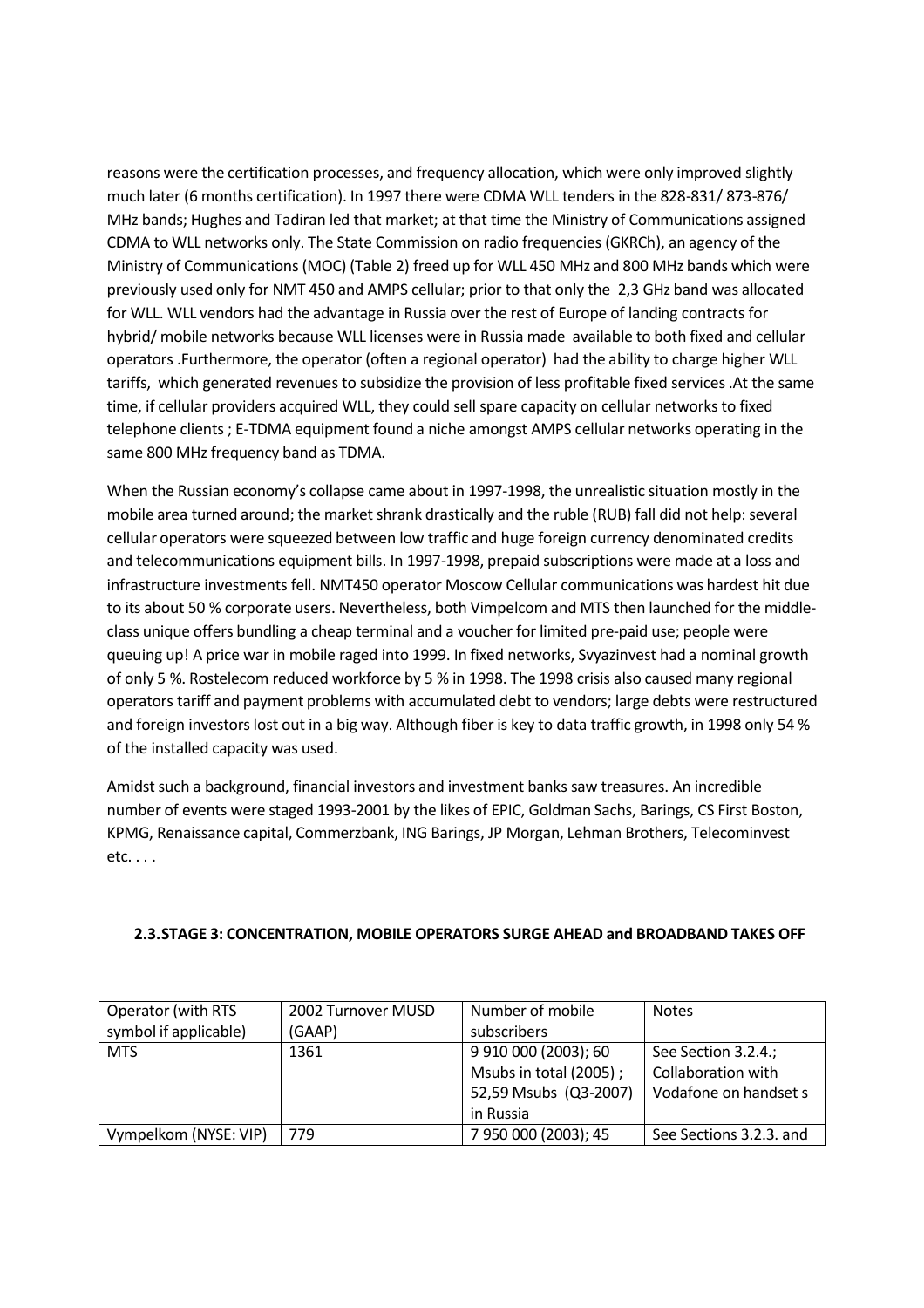reasons were the certification processes, and frequency allocation, which were only improved slightly much later (6 months certification). In 1997 there were CDMA WLL tenders in the 828-831/ 873-876/ MHz bands; Hughes and Tadiran led that market; at that time the Ministry of Communications assigned CDMA to WLL networks only. The State Commission on radio frequencies (GKRCh), an agency of the Ministry of Communications (MOC) (Table 2) freed up for WLL 450 MHz and 800 MHz bands which were previously used only for NMT 450 and AMPS cellular; prior to that only the 2,3 GHz band was allocated for WLL. WLL vendors had the advantage in Russia over the rest of Europe of landing contracts for hybrid/ mobile networks because WLL licenses were in Russia made available to both fixed and cellular operators .Furthermore, the operator (often a regional operator) had the ability to charge higher WLL tariffs, which generated revenues to subsidize the provision of less profitable fixed services .At the same time, if cellular providers acquired WLL, they could sell spare capacity on cellular networks to fixed telephone clients ; E-TDMA equipment found a niche amongst AMPS cellular networks operating in the same 800 MHz frequency band as TDMA.

When the Russian economy's collapse came about in 1997-1998, the unrealistic situation mostly in the mobile area turned around; the market shrank drastically and the ruble (RUB) fall did not help: several cellular operators were squeezed between low traffic and huge foreign currency denominated credits and telecommunications equipment bills. In 1997-1998, prepaid subscriptions were made at a loss and infrastructure investments fell. NMT450 operator Moscow Cellular communications was hardest hit due to its about 50 % corporate users. Nevertheless, both Vimpelcom and MTS then launched for the middle-class unique offers bundling a cheap terminal and a voucher for limited pre-paid use; people were queuing up! A price war in mobile raged into 1999. In fixed networks, Svyazinvest had a nominal growth of only 5 %. Rostelecom reduced workforce by 5 % in 1998. The 1998 crisis also caused many regional operators tariff and payment problems with accumulated debt to vendors; large debts were restructured and foreign investors lost out in a big way. Although fiber is key to data traffic growth, in 1998 only 54 % of the installed capacity was used.

Amidst such a background, financial investors and investment banks saw treasures. An incredible number of events were staged 1993-2001 by the likes of EPIC, Goldman Sachs, Barings, CS First Boston, KPMG, Renaissance capital, Commerzbank, ING Barings, JP Morgan, Lehman Brothers, Telecominvest etc. . . .

### 2.3.STAGE 3: CONCENTRATION, MOBILE OPERATORS SURGE AHEAD and BROADBAND TAKES OFF

| Operator (with RTS symbol if applicable) | 2002 Turnover MUSD (GAAP) | Number of mobile subscribers | Notes |
|---|---|---|---|
| MTS | 1361 | 9 910 000 (2003); 60 Msubs in total (2005) ; 52,59 Msubs (Q3-2007) in Russia | See Section 3.2.4.; Collaboration with Vodafone on handset s |
| Vympelkom (NYSE: VIP) | 779 | 7 950 000 (2003); 45 | See Sections 3.2.3. and |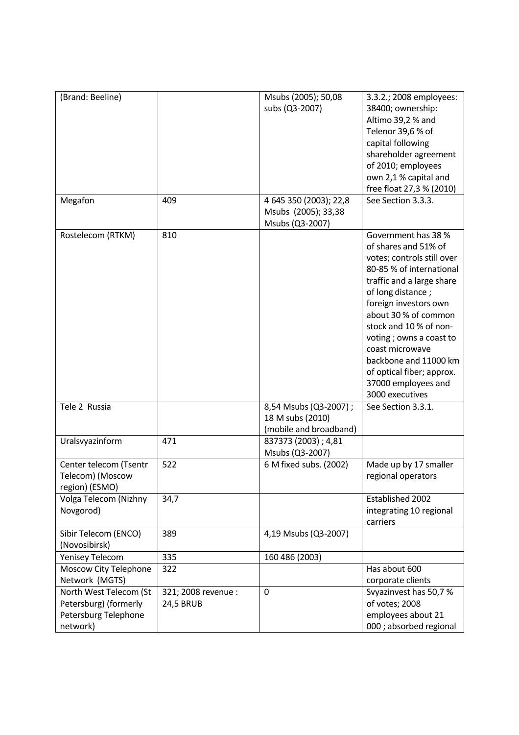| (Brand: Beeline) | | Msubs (2005); 50,08 subs (Q3-2007) | 3.3.2.; 2008 employees: 38400; ownership: Altimo 39,2 % and Telenor 39,6 % of capital following shareholder agreement of 2010; employees own 2,1 % capital and free float 27,3 % (2010) |
|---|---|---|---|
| Megafon | 409 | 4 645 350 (2003); 22,8 Msubs (2005); 33,38 Msubs (Q3-2007) | See Section 3.3.3. |
| Rostelecom (RTKM) | 810 | | Government has 38 % of shares and 51% of votes; controls still over 80-85 % of international traffic and a large share of long distance ; foreign investors own about 30 % of common stock and 10 % of non-voting ; owns a coast to coast microwave backbone and 11000 km of optical fiber; approx. 37000 employees and 3000 executives |
| Tele 2 Russia | | 8,54 Msubs (Q3-2007) ; 18 M subs (2010) (mobile and broadband) | See Section 3.3.1. |
| Uralsvyazinform | 471 | 837373 (2003) ; 4,81 Msubs (Q3-2007) | |
| Center telecom (Tsentr Telecom) (Moscow region) (ESMO) | 522 | 6 M fixed subs. (2002) | Made up by 17 smaller regional operators |
| Volga Telecom (Nizhny Novgorod) | 34,7 | | Established 2002 integrating 10 regional carriers |
| Sibir Telecom (ENCO) (Novosibirsk) | 389 | 4,19 Msubs (Q3-2007) | |
| Yenisey Telecom | 335 | 160 486 (2003) | |
| Moscow City Telephone Network (MGTS) | 322 | | Has about 600 corporate clients |
| North West Telecom (St Petersburg) (formerly Petersburg Telephone network) | 321; 2008 revenue : 24,5 BRUB | 0 | Svyazinvest has 50,7 % of votes; 2008 employees about 21 000 ; absorbed regional |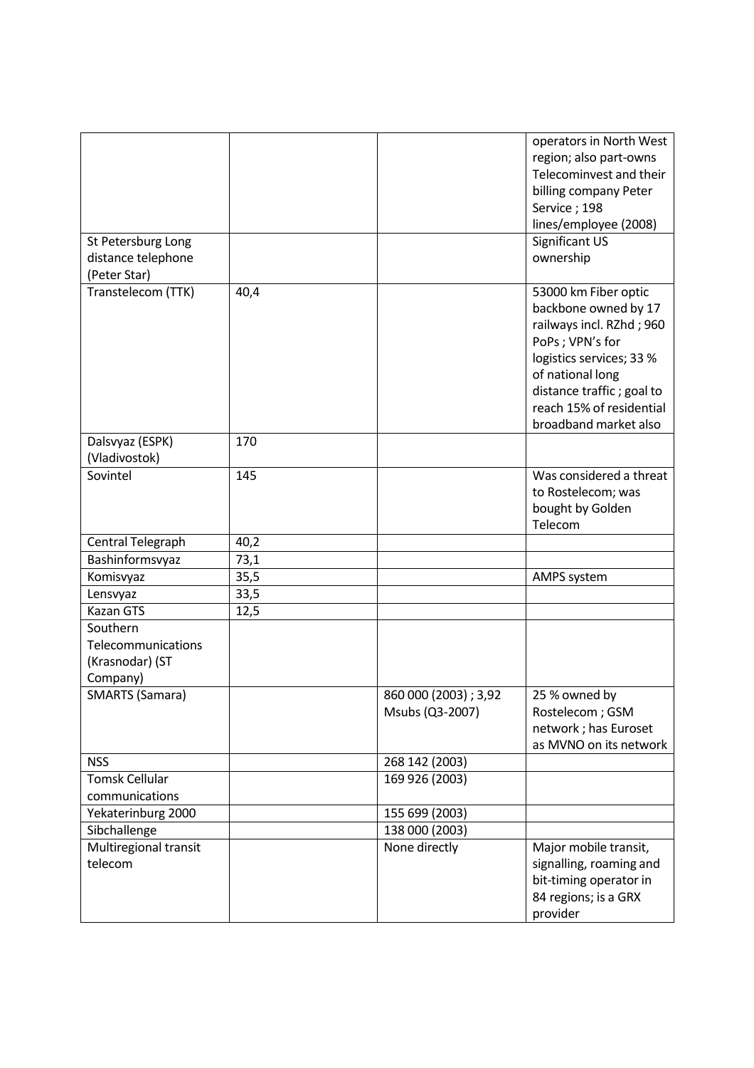| | | | |
|---|---|---|---|
| | | | operators in North West region; also part-owns Telecominvest and their billing company Peter Service ; 198 lines/employee (2008) |
| St Petersburg Long distance telephone (Peter Star) | | | Significant US ownership |
| Transtelecom (TTK) | 40,4 | | 53000 km Fiber optic backbone owned by 17 railways incl. RZhd ; 960 PoPs ; VPN's for logistics services; 33 % of national long distance traffic ; goal to reach 15% of residential broadband market also |
| Dalsvyaz (ESPK) (Vladivostok) | 170 | | |
| Sovintel | 145 | | Was considered a threat to Rostelecom; was bought by Golden Telecom |
| Central Telegraph | 40,2 | | |
| Bashinformsvyaz | 73,1 | | |
| Komisvyaz | 35,5 | | AMPS system |
| Lensvyaz | 33,5 | | |
| Kazan GTS | 12,5 | | |
| Southern Telecommunications (Krasnodar) (ST Company) | | | |
| SMARTS (Samara) | | 860 000 (2003) ; 3,92 Msubs (Q3-2007) | 25 % owned by Rostelecom ; GSM network ; has Euroset as MVNO on its network |
| NSS | | 268 142 (2003) | |
| Tomsk Cellular communications | | 169 926 (2003) | |
| Yekaterinburg 2000 | | 155 699 (2003) | |
| Sibchallenge | | 138 000 (2003) | |
| Multiregional transit telecom | | None directly | Major mobile transit, signalling, roaming and bit-timing operator in 84 regions; is a GRX provider |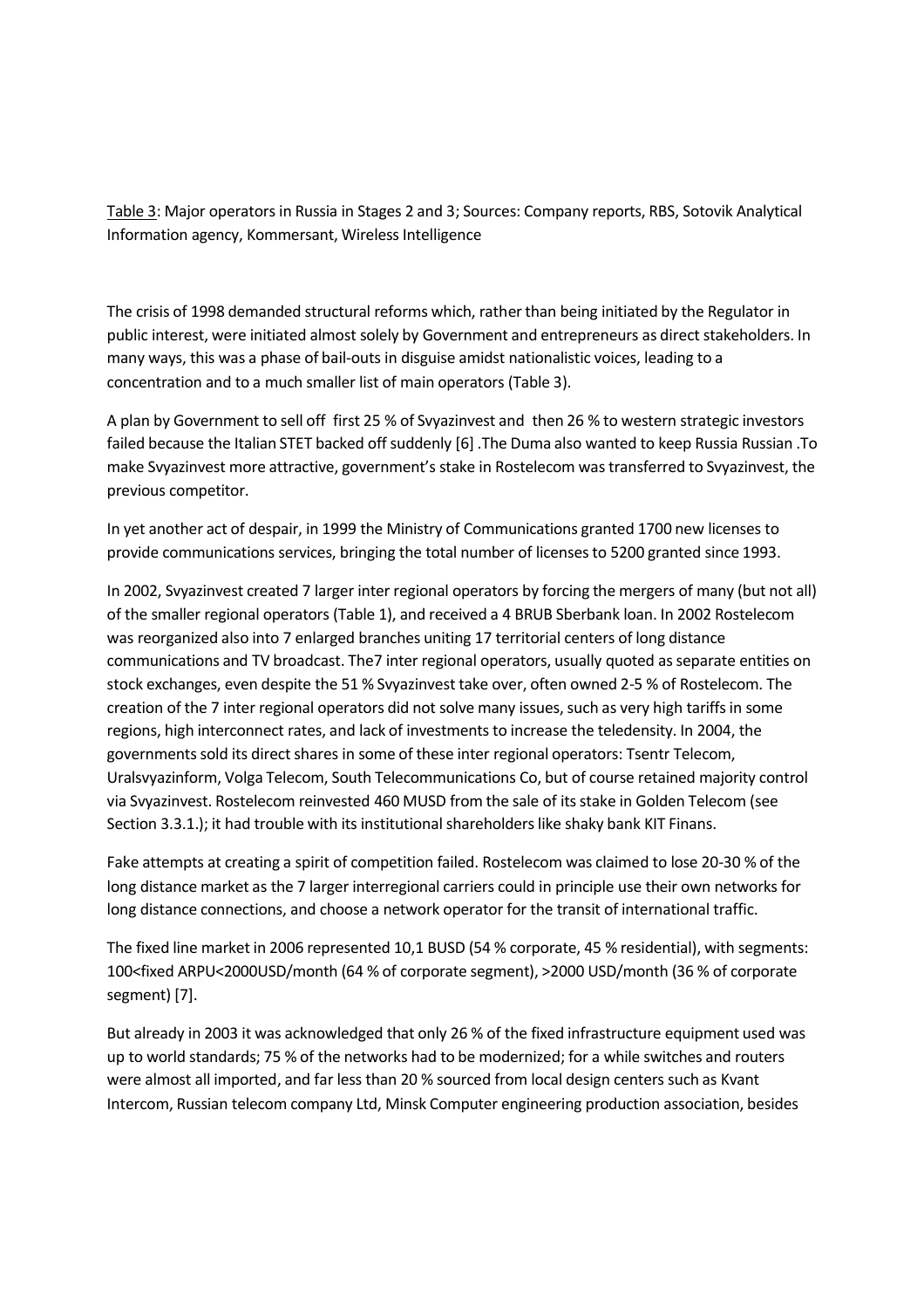Table 3: Major operators in Russia in Stages 2 and 3; Sources: Company reports, RBS, Sotovik Analytical Information agency, Kommersant, Wireless Intelligence

The crisis of 1998 demanded structural reforms which, rather than being initiated by the Regulator in public interest, were initiated almost solely by Government and entrepreneurs as direct stakeholders. In many ways, this was a phase of bail-outs in disguise amidst nationalistic voices, leading to a concentration and to a much smaller list of main operators (Table 3).

A plan by Government to sell off first 25 % of Svyazinvest and then 26 % to western strategic investors failed because the Italian STET backed off suddenly [6] .The Duma also wanted to keep Russia Russian .To make Svyazinvest more attractive, government's stake in Rostelecom was transferred to Svyazinvest, the previous competitor.

In yet another act of despair, in 1999 the Ministry of Communications granted 1700 new licenses to provide communications services, bringing the total number of licenses to 5200 granted since 1993.

In 2002, Svyazinvest created 7 larger inter regional operators by forcing the mergers of many (but not all) of the smaller regional operators (Table 1), and received a 4 BRUB Sberbank loan. In 2002 Rostelecom was reorganized also into 7 enlarged branches uniting 17 territorial centers of long distance communications and TV broadcast. The7 inter regional operators, usually quoted as separate entities on stock exchanges, even despite the 51 % Svyazinvest take over, often owned 2-5 % of Rostelecom. The creation of the 7 inter regional operators did not solve many issues, such as very high tariffs in some regions, high interconnect rates, and lack of investments to increase the teledensity. In 2004, the governments sold its direct shares in some of these inter regional operators: Tsentr Telecom, Uralsvyazinform, Volga Telecom, South Telecommunications Co, but of course retained majority control via Svyazinvest. Rostelecom reinvested 460 MUSD from the sale of its stake in Golden Telecom (see Section 3.3.1.); it had trouble with its institutional shareholders like shaky bank KIT Finans.

Fake attempts at creating a spirit of competition failed. Rostelecom was claimed to lose 20-30 % of the long distance market as the 7 larger interregional carriers could in principle use their own networks for long distance connections, and choose a network operator for the transit of international traffic.

The fixed line market in 2006 represented 10,1 BUSD (54 % corporate, 45 % residential), with segments: 100<fixed ARPU<2000USD/month (64 % of corporate segment), >2000 USD/month (36 % of corporate segment) [7].

But already in 2003 it was acknowledged that only 26 % of the fixed infrastructure equipment used was up to world standards; 75 % of the networks had to be modernized; for a while switches and routers were almost all imported, and far less than 20 % sourced from local design centers such as Kvant Intercom, Russian telecom company Ltd, Minsk Computer engineering production association, besides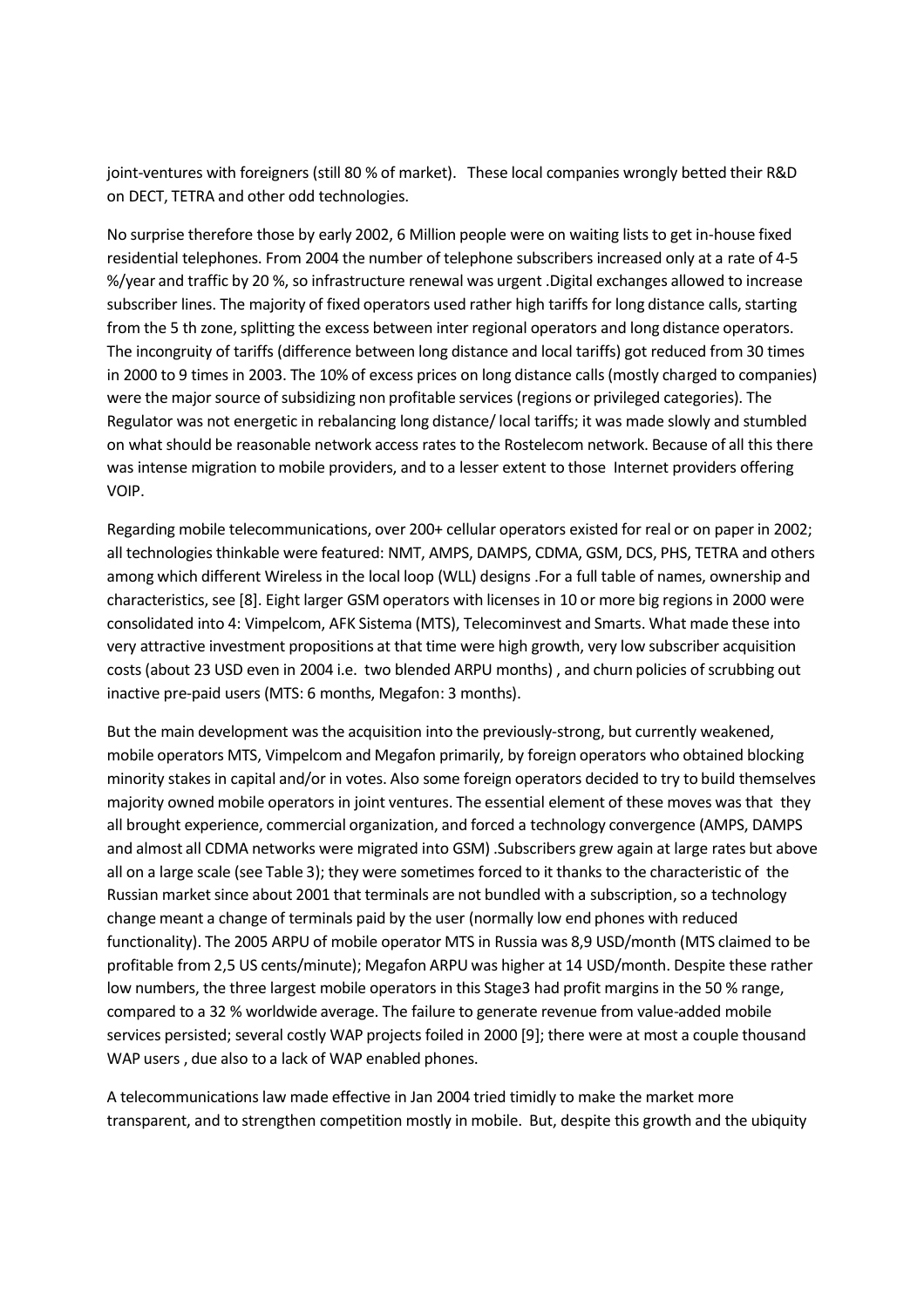joint-ventures with foreigners (still 80 % of market). These local companies wrongly betted their R&D on DECT, TETRA and other odd technologies.

No surprise therefore those by early 2002, 6 Million people were on waiting lists to get in-house fixed residential telephones. From 2004 the number of telephone subscribers increased only at a rate of 4-5 %/year and traffic by 20 %, so infrastructure renewal was urgent .Digital exchanges allowed to increase subscriber lines. The majority of fixed operators used rather high tariffs for long distance calls, starting from the 5 th zone, splitting the excess between inter regional operators and long distance operators. The incongruity of tariffs (difference between long distance and local tariffs) got reduced from 30 times in 2000 to 9 times in 2003. The 10% of excess prices on long distance calls (mostly charged to companies) were the major source of subsidizing non profitable services (regions or privileged categories). The Regulator was not energetic in rebalancing long distance/ local tariffs; it was made slowly and stumbled on what should be reasonable network access rates to the Rostelecom network. Because of all this there was intense migration to mobile providers, and to a lesser extent to those Internet providers offering VOIP.

Regarding mobile telecommunications, over 200+ cellular operators existed for real or on paper in 2002; all technologies thinkable were featured: NMT, AMPS, DAMPS, CDMA, GSM, DCS, PHS, TETRA and others among which different Wireless in the local loop (WLL) designs .For a full table of names, ownership and characteristics, see [8]. Eight larger GSM operators with licenses in 10 or more big regions in 2000 were consolidated into 4: Vimpelcom, AFK Sistema (MTS), Telecominvest and Smarts. What made these into very attractive investment propositions at that time were high growth, very low subscriber acquisition costs (about 23 USD even in 2004 i.e. two blended ARPU months) , and churn policies of scrubbing out inactive pre-paid users (MTS: 6 months, Megafon: 3 months).

But the main development was the acquisition into the previously-strong, but currently weakened, mobile operators MTS, Vimpelcom and Megafon primarily, by foreign operators who obtained blocking minority stakes in capital and/or in votes. Also some foreign operators decided to try to build themselves majority owned mobile operators in joint ventures. The essential element of these moves was that they all brought experience, commercial organization, and forced a technology convergence (AMPS, DAMPS and almost all CDMA networks were migrated into GSM) .Subscribers grew again at large rates but above all on a large scale (see Table 3); they were sometimes forced to it thanks to the characteristic of the Russian market since about 2001 that terminals are not bundled with a subscription, so a technology change meant a change of terminals paid by the user (normally low end phones with reduced functionality). The 2005 ARPU of mobile operator MTS in Russia was 8,9 USD/month (MTS claimed to be profitable from 2,5 US cents/minute); Megafon ARPU was higher at 14 USD/month. Despite these rather low numbers, the three largest mobile operators in this Stage3 had profit margins in the 50 % range, compared to a 32 % worldwide average. The failure to generate revenue from value-added mobile services persisted; several costly WAP projects foiled in 2000 [9]; there were at most a couple thousand WAP users , due also to a lack of WAP enabled phones.

A telecommunications law made effective in Jan 2004 tried timidly to make the market more transparent, and to strengthen competition mostly in mobile. But, despite this growth and the ubiquity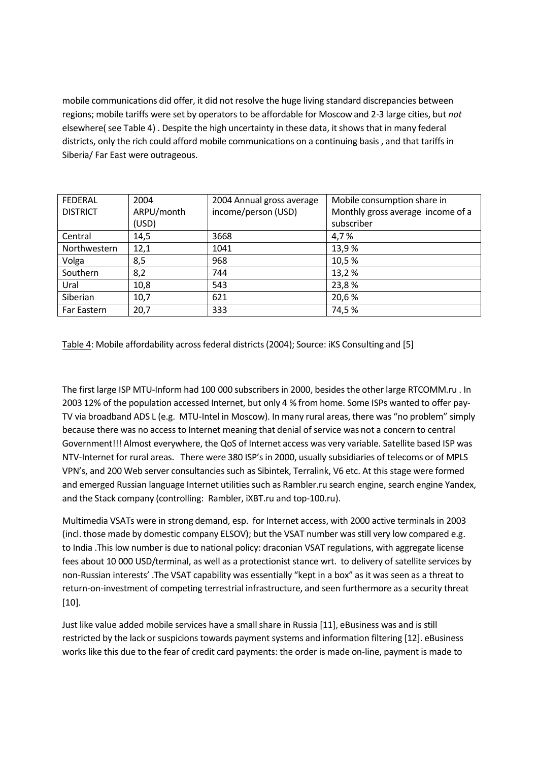mobile communications did offer, it did not resolve the huge living standard discrepancies between regions; mobile tariffs were set by operators to be affordable for Moscow and 2-3 large cities, but *not* elsewhere( see Table 4) . Despite the high uncertainty in these data, it shows that in many federal districts, only the rich could afford mobile communications on a continuing basis , and that tariffs in Siberia/ Far East were outrageous.

| FEDERAL DISTRICT | 2004 ARPU/month (USD) | 2004 Annual gross average income/person (USD) | Mobile consumption share in Monthly gross average income of a subscriber |
|---|---|---|---|
| Central | 14,5 | 3668 | 4,7 % |
| Northwestern | 12,1 | 1041 | 13,9 % |
| Volga | 8,5 | 968 | 10,5 % |
| Southern | 8,2 | 744 | 13,2 % |
| Ural | 10,8 | 543 | 23,8 % |
| Siberian | 10,7 | 621 | 20,6 % |
| Far Eastern | 20,7 | 333 | 74,5 % |

Table 4: Mobile affordability across federal districts (2004); Source: iKS Consulting and [5]

The first large ISP MTU-Inform had 100 000 subscribers in 2000, besides the other large RTCOMM.ru . In 2003 12% of the population accessed Internet, but only 4 % from home. Some ISPs wanted to offer pay-TV via broadband ADS L (e.g. MTU-Intel in Moscow). In many rural areas, there was "no problem" simply because there was no access to Internet meaning that denial of service was not a concern to central Government!!! Almost everywhere, the QoS of Internet access was very variable. Satellite based ISP was NTV-Internet for rural areas. There were 380 ISP's in 2000, usually subsidiaries of telecoms or of MPLS VPN's, and 200 Web server consultancies such as Sibintek, Terralink, V6 etc. At this stage were formed and emerged Russian language Internet utilities such as Rambler.ru search engine, search engine Yandex, and the Stack company (controlling: Rambler, iXBT.ru and top-100.ru).

Multimedia VSATs were in strong demand, esp. for Internet access, with 2000 active terminals in 2003 (incl. those made by domestic company ELSOV); but the VSAT number was still very low compared e.g. to India .This low number is due to national policy: draconian VSAT regulations, with aggregate license fees about 10 000 USD/terminal, as well as a protectionist stance wrt. to delivery of satellite services by non-Russian interests' .The VSAT capability was essentially "kept in a box" as it was seen as a threat to return-on-investment of competing terrestrial infrastructure, and seen furthermore as a security threat [10].

Just like value added mobile services have a small share in Russia [11], eBusiness was and is still restricted by the lack or suspicions towards payment systems and information filtering [12]. eBusiness works like this due to the fear of credit card payments: the order is made on-line, payment is made to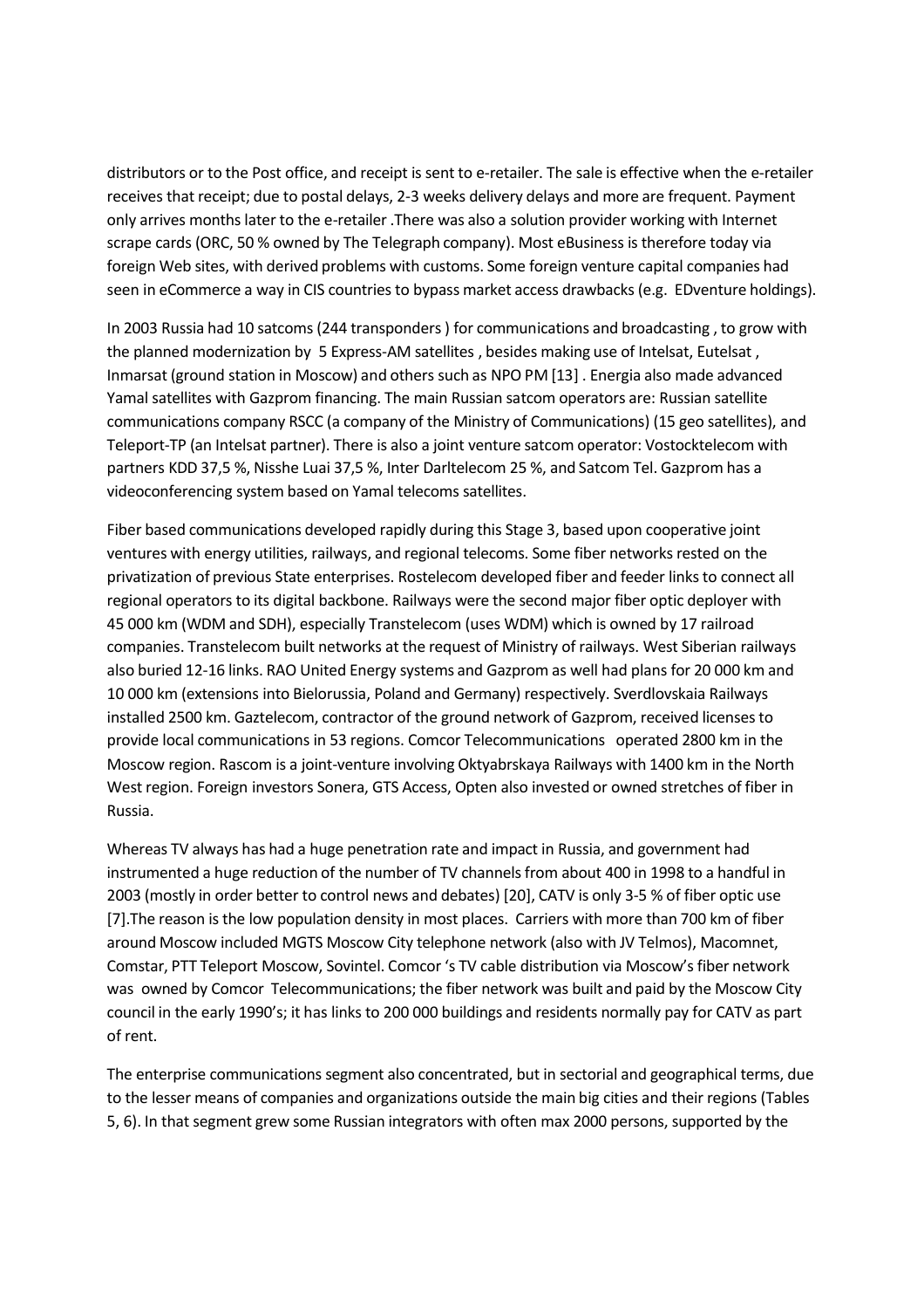distributors or to the Post office, and receipt is sent to e-retailer. The sale is effective when the e-retailer receives that receipt; due to postal delays, 2-3 weeks delivery delays and more are frequent. Payment only arrives months later to the e-retailer .There was also a solution provider working with Internet scrape cards (ORC, 50 % owned by The Telegraph company). Most eBusiness is therefore today via foreign Web sites, with derived problems with customs. Some foreign venture capital companies had seen in eCommerce a way in CIS countries to bypass market access drawbacks (e.g. EDventure holdings).

In 2003 Russia had 10 satcoms (244 transponders ) for communications and broadcasting , to grow with the planned modernization by 5 Express-AM satellites , besides making use of Intelsat, Eutelsat , Inmarsat (ground station in Moscow) and others such as NPO PM [13] . Energia also made advanced Yamal satellites with Gazprom financing. The main Russian satcom operators are: Russian satellite communications company RSCC (a company of the Ministry of Communications) (15 geo satellites), and Teleport-TP (an Intelsat partner). There is also a joint venture satcom operator: Vostocktelecom with partners KDD 37,5 %, Nisshe Luai 37,5 %, Inter Darltelecom 25 %, and Satcom Tel. Gazprom has a videoconferencing system based on Yamal telecoms satellites.

Fiber based communications developed rapidly during this Stage 3, based upon cooperative joint ventures with energy utilities, railways, and regional telecoms. Some fiber networks rested on the privatization of previous State enterprises. Rostelecom developed fiber and feeder links to connect all regional operators to its digital backbone. Railways were the second major fiber optic deployer with 45 000 km (WDM and SDH), especially Transtelecom (uses WDM) which is owned by 17 railroad companies. Transtelecom built networks at the request of Ministry of railways. West Siberian railways also buried 12-16 links. RAO United Energy systems and Gazprom as well had plans for 20 000 km and 10 000 km (extensions into Bielorussia, Poland and Germany) respectively. Sverdlovskaia Railways installed 2500 km. Gaztelecom, contractor of the ground network of Gazprom, received licenses to provide local communications in 53 regions. Comcor Telecommunications operated 2800 km in the Moscow region. Rascom is a joint-venture involving Oktyabrskaya Railways with 1400 km in the North West region. Foreign investors Sonera, GTS Access, Opten also invested or owned stretches of fiber in Russia.

Whereas TV always has had a huge penetration rate and impact in Russia, and government had instrumented a huge reduction of the number of TV channels from about 400 in 1998 to a handful in 2003 (mostly in order better to control news and debates) [20], CATV is only 3-5 % of fiber optic use [7].The reason is the low population density in most places. Carriers with more than 700 km of fiber around Moscow included MGTS Moscow City telephone network (also with JV Telmos), Macomnet, Comstar, PTT Teleport Moscow, Sovintel. Comcor 's TV cable distribution via Moscow's fiber network was owned by Comcor Telecommunications; the fiber network was built and paid by the Moscow City council in the early 1990's; it has links to 200 000 buildings and residents normally pay for CATV as part of rent.

The enterprise communications segment also concentrated, but in sectorial and geographical terms, due to the lesser means of companies and organizations outside the main big cities and their regions (Tables 5, 6). In that segment grew some Russian integrators with often max 2000 persons, supported by the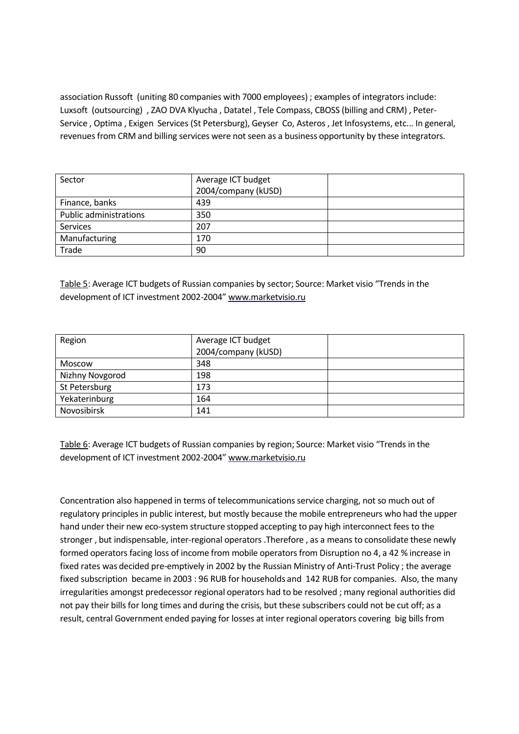association Russoft (uniting 80 companies with 7000 employees) ; examples of integrators include: Luxsoft (outsourcing) , ZAO DVA Klyucha , Datatel , Tele Compass, CBOSS (billing and CRM) , Peter-Service , Optima , Exigen Services (St Petersburg), Geyser Co, Asteros , Jet Infosystems, etc... In general, revenues from CRM and billing services were not seen as a business opportunity by these integrators.

| Sector | Average ICT budget 2004/company (kUSD) | |
|---|---|---|
| Finance, banks | 439 | |
| Public administrations | 350 | |
| Services | 207 | |
| Manufacturing | 170 | |
| Trade | 90 | |

Table 5: Average ICT budgets of Russian companies by sector; Source: Market visio "Trends in the development of ICT investment 2002-2004" www.marketvisio.ru

| Region | Average ICT budget 2004/company (kUSD) | |
|---|---|---|
| Moscow | 348 | |
| Nizhny Novgorod | 198 | |
| St Petersburg | 173 | |
| Yekaterinburg | 164 | |
| Novosibirsk | 141 | |

Table 6: Average ICT budgets of Russian companies by region; Source: Market visio "Trends in the development of ICT investment 2002-2004" www.marketvisio.ru

Concentration also happened in terms of telecommunications service charging, not so much out of regulatory principles in public interest, but mostly because the mobile entrepreneurs who had the upper hand under their new eco-system structure stopped accepting to pay high interconnect fees to the stronger , but indispensable, inter-regional operators .Therefore , as a means to consolidate these newly formed operators facing loss of income from mobile operators from Disruption no 4, a 42 % increase in fixed rates was decided pre-emptively in 2002 by the Russian Ministry of Anti-Trust Policy ; the average fixed subscription became in 2003 : 96 RUB for households and 142 RUB for companies. Also, the many irregularities amongst predecessor regional operators had to be resolved ; many regional authorities did not pay their bills for long times and during the crisis, but these subscribers could not be cut off; as a result, central Government ended paying for losses at inter regional operators covering big bills from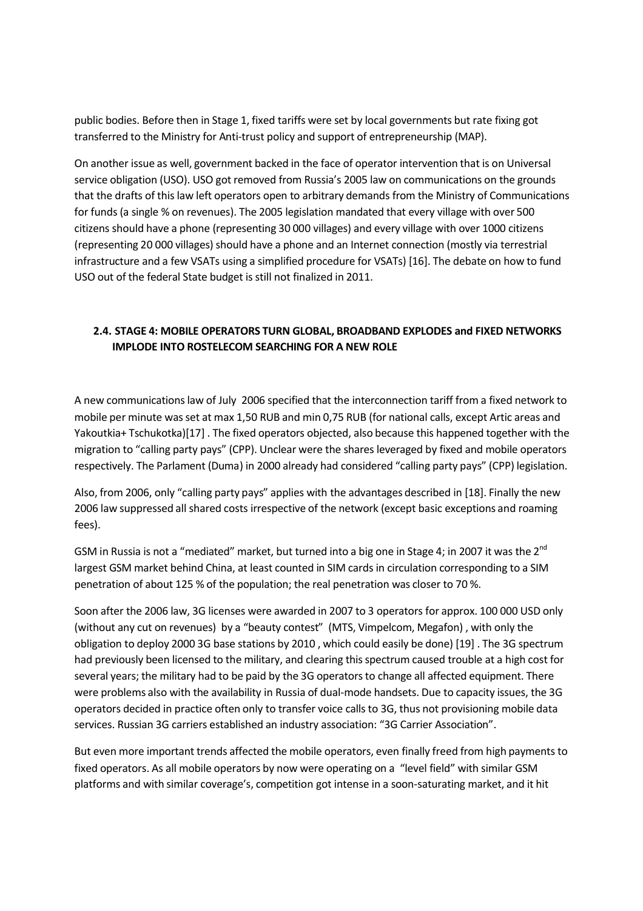public bodies. Before then in Stage 1, fixed tariffs were set by local governments but rate fixing got transferred to the Ministry for Anti-trust policy and support of entrepreneurship (MAP).

On another issue as well, government backed in the face of operator intervention that is on Universal service obligation (USO). USO got removed from Russia's 2005 law on communications on the grounds that the drafts of this law left operators open to arbitrary demands from the Ministry of Communications for funds (a single % on revenues). The 2005 legislation mandated that every village with over 500 citizens should have a phone (representing 30 000 villages) and every village with over 1000 citizens (representing 20 000 villages) should have a phone and an Internet connection (mostly via terrestrial infrastructure and a few VSATs using a simplified procedure for VSATs) [16]. The debate on how to fund USO out of the federal State budget is still not finalized in 2011.

### 2.4. STAGE 4: MOBILE OPERATORS TURN GLOBAL, BROADBAND EXPLODES and FIXED NETWORKS IMPLODE INTO ROSTELECOM SEARCHING FOR A NEW ROLE

A new communications law of July 2006 specified that the interconnection tariff from a fixed network to mobile per minute was set at max 1,50 RUB and min 0,75 RUB (for national calls, except Artic areas and Yakoutkia+ Tschukotka)[17] . The fixed operators objected, also because this happened together with the migration to "calling party pays" (CPP). Unclear were the shares leveraged by fixed and mobile operators respectively. The Parlament (Duma) in 2000 already had considered "calling party pays" (CPP) legislation.

Also, from 2006, only "calling party pays" applies with the advantages described in [18]. Finally the new 2006 law suppressed all shared costs irrespective of the network (except basic exceptions and roaming fees).

GSM in Russia is not a "mediated" market, but turned into a big one in Stage 4; in 2007 it was the 2nd largest GSM market behind China, at least counted in SIM cards in circulation corresponding to a SIM penetration of about 125 % of the population; the real penetration was closer to 70 %.

Soon after the 2006 law, 3G licenses were awarded in 2007 to 3 operators for approx. 100 000 USD only (without any cut on revenues) by a "beauty contest" (MTS, Vimpelcom, Megafon) , with only the obligation to deploy 2000 3G base stations by 2010 , which could easily be done) [19] . The 3G spectrum had previously been licensed to the military, and clearing this spectrum caused trouble at a high cost for several years; the military had to be paid by the 3G operators to change all affected equipment. There were problems also with the availability in Russia of dual-mode handsets. Due to capacity issues, the 3G operators decided in practice often only to transfer voice calls to 3G, thus not provisioning mobile data services. Russian 3G carriers established an industry association: "3G Carrier Association".

But even more important trends affected the mobile operators, even finally freed from high payments to fixed operators. As all mobile operators by now were operating on a "level field" with similar GSM platforms and with similar coverage's, competition got intense in a soon-saturating market, and it hit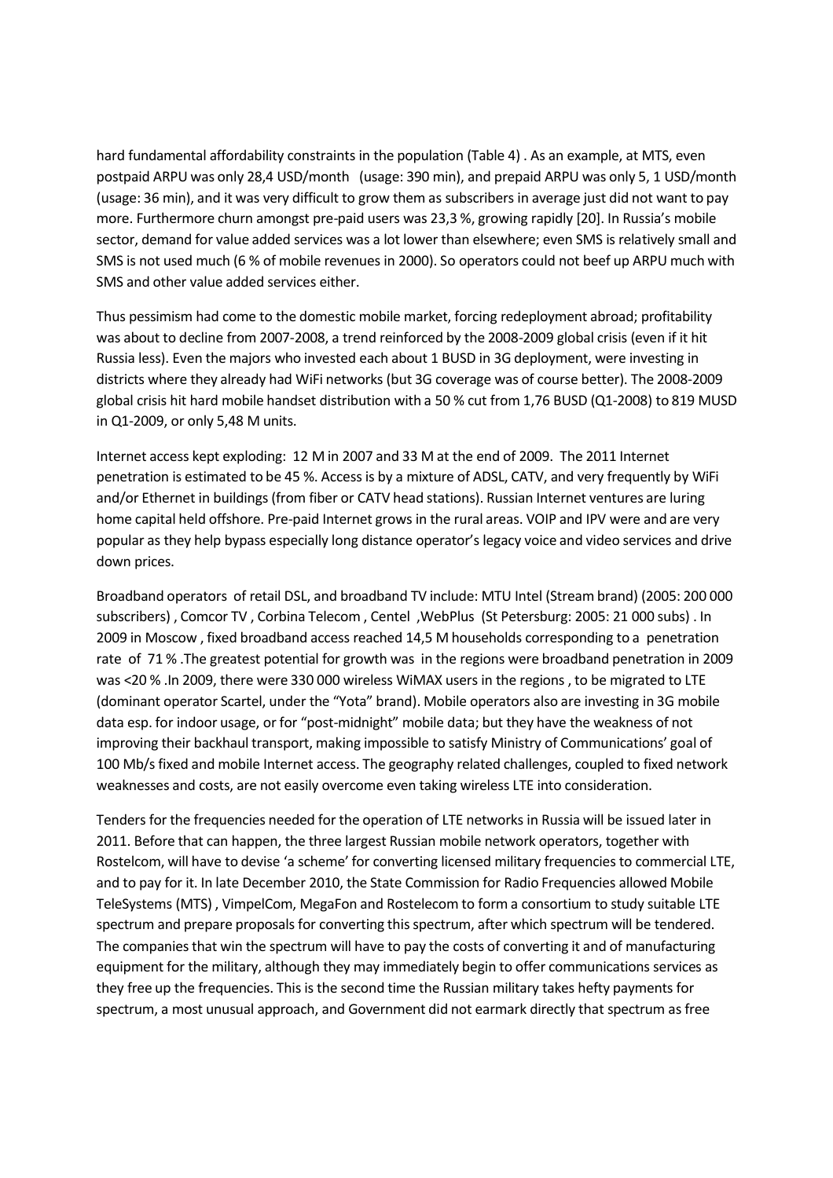hard fundamental affordability constraints in the population (Table 4) . As an example, at MTS, even postpaid ARPU was only 28,4 USD/month (usage: 390 min), and prepaid ARPU was only 5, 1 USD/month (usage: 36 min), and it was very difficult to grow them as subscribers in average just did not want to pay more. Furthermore churn amongst pre-paid users was 23,3 %, growing rapidly [20]. In Russia's mobile sector, demand for value added services was a lot lower than elsewhere; even SMS is relatively small and SMS is not used much (6 % of mobile revenues in 2000). So operators could not beef up ARPU much with SMS and other value added services either.

Thus pessimism had come to the domestic mobile market, forcing redeployment abroad; profitability was about to decline from 2007-2008, a trend reinforced by the 2008-2009 global crisis (even if it hit Russia less). Even the majors who invested each about 1 BUSD in 3G deployment, were investing in districts where they already had WiFi networks (but 3G coverage was of course better). The 2008-2009 global crisis hit hard mobile handset distribution with a 50 % cut from 1,76 BUSD (Q1-2008) to 819 MUSD in Q1-2009, or only 5,48 M units.

Internet access kept exploding: 12 M in 2007 and 33 M at the end of 2009. The 2011 Internet penetration is estimated to be 45 %. Access is by a mixture of ADSL, CATV, and very frequently by WiFi and/or Ethernet in buildings (from fiber or CATV head stations). Russian Internet ventures are luring home capital held offshore. Pre-paid Internet grows in the rural areas. VOIP and IPV were and are very popular as they help bypass especially long distance operator's legacy voice and video services and drive down prices.

Broadband operators of retail DSL, and broadband TV include: MTU Intel (Stream brand) (2005: 200 000 subscribers) , Comcor TV , Corbina Telecom , Centel ,WebPlus (St Petersburg: 2005: 21 000 subs) . In 2009 in Moscow , fixed broadband access reached 14,5 M households corresponding to a penetration rate of 71 % .The greatest potential for growth was in the regions were broadband penetration in 2009 was <20 % .In 2009, there were 330 000 wireless WiMAX users in the regions , to be migrated to LTE (dominant operator Scartel, under the "Yota" brand). Mobile operators also are investing in 3G mobile data esp. for indoor usage, or for "post-midnight" mobile data; but they have the weakness of not improving their backhaul transport, making impossible to satisfy Ministry of Communications' goal of 100 Mb/s fixed and mobile Internet access. The geography related challenges, coupled to fixed network weaknesses and costs, are not easily overcome even taking wireless LTE into consideration.

Tenders for the frequencies needed for the operation of LTE networks in Russia will be issued later in 2011. Before that can happen, the three largest Russian mobile network operators, together with Rostelcom, will have to devise 'a scheme' for converting licensed military frequencies to commercial LTE, and to pay for it. In late December 2010, the State Commission for Radio Frequencies allowed Mobile TeleSystems (MTS) , VimpelCom, MegaFon and Rostelecom to form a consortium to study suitable LTE spectrum and prepare proposals for converting this spectrum, after which spectrum will be tendered. The companies that win the spectrum will have to pay the costs of converting it and of manufacturing equipment for the military, although they may immediately begin to offer communications services as they free up the frequencies. This is the second time the Russian military takes hefty payments for spectrum, a most unusual approach, and Government did not earmark directly that spectrum as free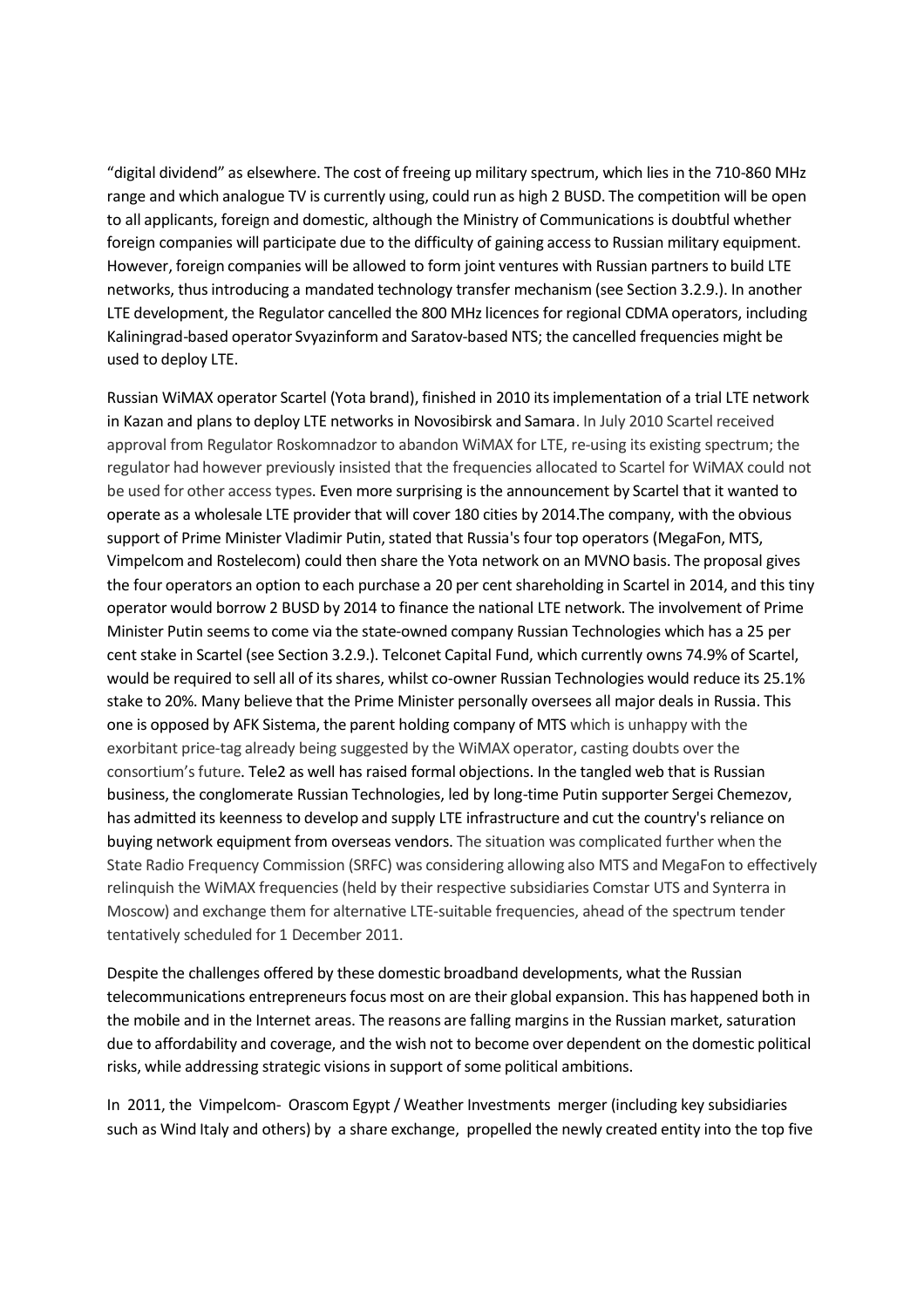"digital dividend" as elsewhere. The cost of freeing up military spectrum, which lies in the 710-860 MHz range and which analogue TV is currently using, could run as high 2 BUSD. The competition will be open to all applicants, foreign and domestic, although the Ministry of Communications is doubtful whether foreign companies will participate due to the difficulty of gaining access to Russian military equipment. However, foreign companies will be allowed to form joint ventures with Russian partners to build LTE networks, thus introducing a mandated technology transfer mechanism (see Section 3.2.9.). In another LTE development, the Regulator cancelled the 800 MHz licences for regional CDMA operators, including Kaliningrad-based operator Svyazinform and Saratov-based NTS; the cancelled frequencies might be used to deploy LTE.

Russian WiMAX operator Scartel (Yota brand), finished in 2010 its implementation of a trial LTE network in Kazan and plans to deploy LTE networks in Novosibirsk and Samara. In July 2010 Scartel received approval from Regulator Roskomnadzor to abandon WiMAX for LTE, re-using its existing spectrum; the regulator had however previously insisted that the frequencies allocated to Scartel for WiMAX could not be used for other access types. Even more surprising is the announcement by Scartel that it wanted to operate as a wholesale LTE provider that will cover 180 cities by 2014.The company, with the obvious support of Prime Minister Vladimir Putin, stated that Russia's four top operators (MegaFon, MTS, Vimpelcom and Rostelecom) could then share the Yota network on an MVNO basis. The proposal gives the four operators an option to each purchase a 20 per cent shareholding in Scartel in 2014, and this tiny operator would borrow 2 BUSD by 2014 to finance the national LTE network. The involvement of Prime Minister Putin seems to come via the state-owned company Russian Technologies which has a 25 per cent stake in Scartel (see Section 3.2.9.). Telconet Capital Fund, which currently owns 74.9% of Scartel, would be required to sell all of its shares, whilst co-owner Russian Technologies would reduce its 25.1% stake to 20%. Many believe that the Prime Minister personally oversees all major deals in Russia. This one is opposed by AFK Sistema, the parent holding company of MTS which is unhappy with the exorbitant price-tag already being suggested by the WiMAX operator, casting doubts over the consortium's future. Tele2 as well has raised formal objections. In the tangled web that is Russian business, the conglomerate Russian Technologies, led by long-time Putin supporter Sergei Chemezov, has admitted its keenness to develop and supply LTE infrastructure and cut the country's reliance on buying network equipment from overseas vendors. The situation was complicated further when the State Radio Frequency Commission (SRFC) was considering allowing also MTS and MegaFon to effectively relinquish the WiMAX frequencies (held by their respective subsidiaries Comstar UTS and Synterra in Moscow) and exchange them for alternative LTE-suitable frequencies, ahead of the spectrum tender tentatively scheduled for 1 December 2011.

Despite the challenges offered by these domestic broadband developments, what the Russian telecommunications entrepreneurs focus most on are their global expansion. This has happened both in the mobile and in the Internet areas. The reasons are falling margins in the Russian market, saturation due to affordability and coverage, and the wish not to become over dependent on the domestic political risks, while addressing strategic visions in support of some political ambitions.

In 2011, the Vimpelcom- Orascom Egypt / Weather Investments merger (including key subsidiaries such as Wind Italy and others) by a share exchange, propelled the newly created entity into the top five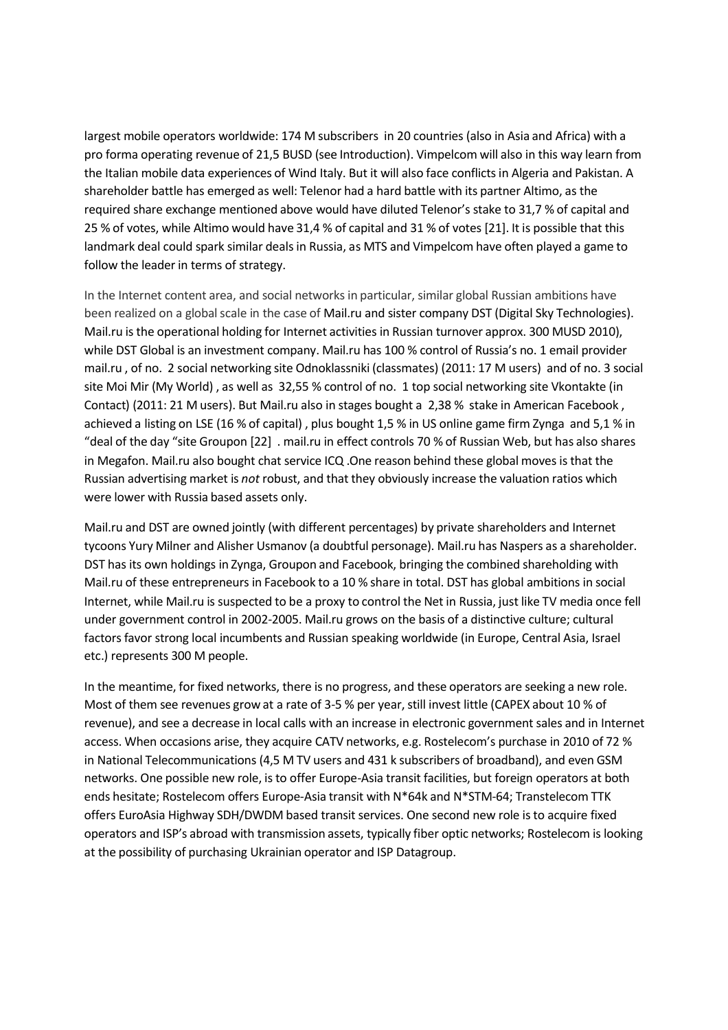largest mobile operators worldwide: 174 M subscribers in 20 countries (also in Asia and Africa) with a pro forma operating revenue of 21,5 BUSD (see Introduction). Vimpelcom will also in this way learn from the Italian mobile data experiences of Wind Italy. But it will also face conflicts in Algeria and Pakistan. A shareholder battle has emerged as well: Telenor had a hard battle with its partner Altimo, as the required share exchange mentioned above would have diluted Telenor's stake to 31,7 % of capital and 25 % of votes, while Altimo would have 31,4 % of capital and 31 % of votes [21]. It is possible that this landmark deal could spark similar deals in Russia, as MTS and Vimpelcom have often played a game to follow the leader in terms of strategy.

In the Internet content area, and social networks in particular, similar global Russian ambitions have been realized on a global scale in the case of Mail.ru and sister company DST (Digital Sky Technologies). Mail.ru is the operational holding for Internet activities in Russian turnover approx. 300 MUSD 2010), while DST Global is an investment company. Mail.ru has 100 % control of Russia's no. 1 email provider mail.ru , of no. 2 social networking site Odnoklassniki (classmates) (2011: 17 M users) and of no. 3 social site Moi Mir (My World) , as well as 32,55 % control of no. 1 top social networking site Vkontakte (in Contact) (2011: 21 M users). But Mail.ru also in stages bought a 2,38 % stake in American Facebook , achieved a listing on LSE (16 % of capital) , plus bought 1,5 % in US online game firm Zynga and 5,1 % in "deal of the day "site Groupon [22] . mail.ru in effect controls 70 % of Russian Web, but has also shares in Megafon. Mail.ru also bought chat service ICQ .One reason behind these global moves is that the Russian advertising market is *not* robust, and that they obviously increase the valuation ratios which were lower with Russia based assets only.

Mail.ru and DST are owned jointly (with different percentages) by private shareholders and Internet tycoons Yury Milner and Alisher Usmanov (a doubtful personage). Mail.ru has Naspers as a shareholder. DST has its own holdings in Zynga, Groupon and Facebook, bringing the combined shareholding with Mail.ru of these entrepreneurs in Facebook to a 10 % share in total. DST has global ambitions in social Internet, while Mail.ru is suspected to be a proxy to control the Net in Russia, just like TV media once fell under government control in 2002-2005. Mail.ru grows on the basis of a distinctive culture; cultural factors favor strong local incumbents and Russian speaking worldwide (in Europe, Central Asia, Israel etc.) represents 300 M people.

In the meantime, for fixed networks, there is no progress, and these operators are seeking a new role. Most of them see revenues grow at a rate of 3-5 % per year, still invest little (CAPEX about 10 % of revenue), and see a decrease in local calls with an increase in electronic government sales and in Internet access. When occasions arise, they acquire CATV networks, e.g. Rostelecom's purchase in 2010 of 72 % in National Telecommunications (4,5 M TV users and 431 k subscribers of broadband), and even GSM networks. One possible new role, is to offer Europe-Asia transit facilities, but foreign operators at both ends hesitate; Rostelecom offers Europe-Asia transit with N*64k and N*STM-64; Transtelecom TTK offers EuroAsia Highway SDH/DWDM based transit services. One second new role is to acquire fixed operators and ISP's abroad with transmission assets, typically fiber optic networks; Rostelecom is looking at the possibility of purchasing Ukrainian operator and ISP Datagroup.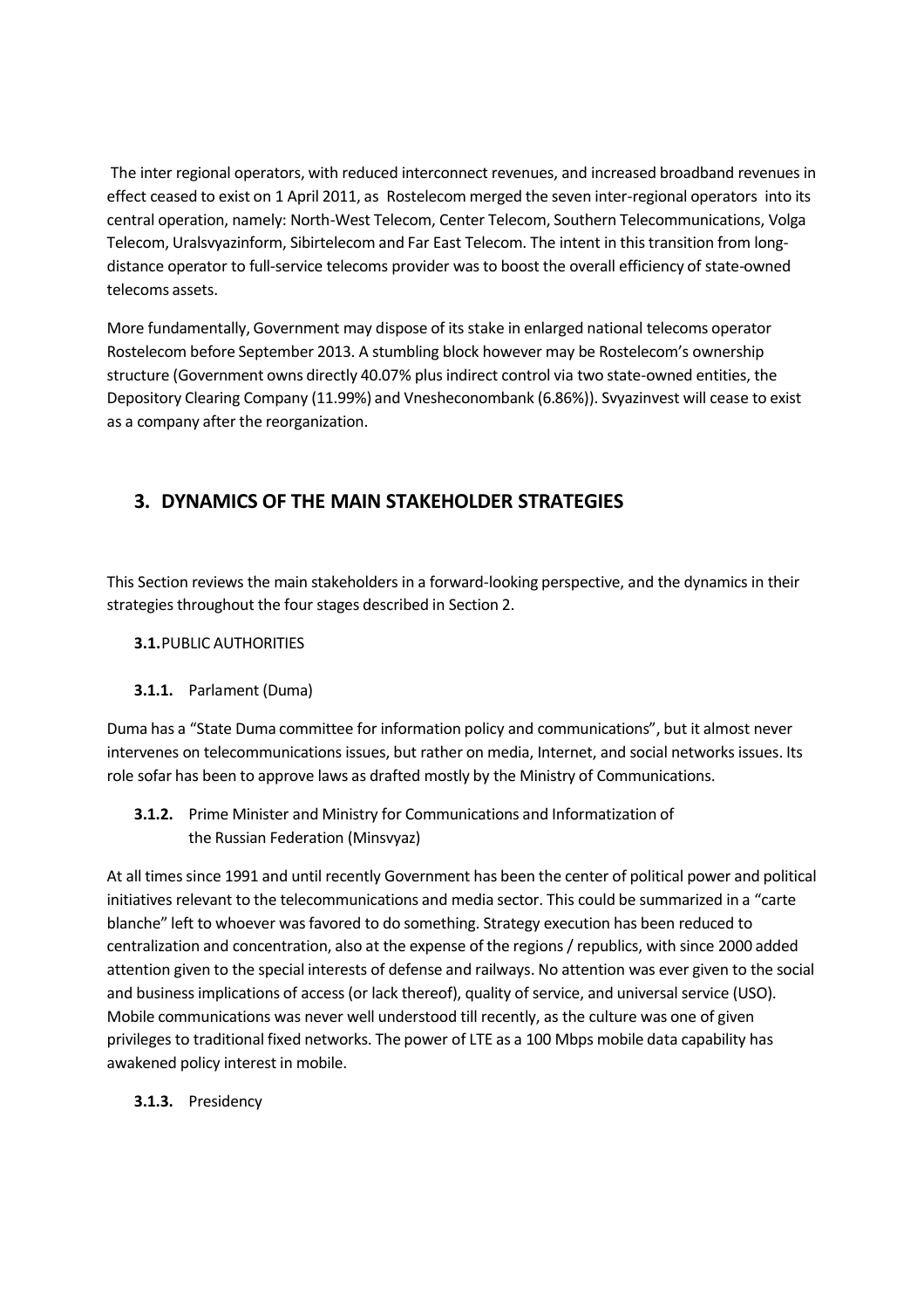The inter regional operators, with reduced interconnect revenues, and increased broadband revenues in effect ceased to exist on 1 April 2011, as Rostelecom merged the seven inter-regional operators into its central operation, namely: North-West Telecom, Center Telecom, Southern Telecommunications, Volga Telecom, Uralsvyazinform, Sibirtelecom and Far East Telecom. The intent in this transition from long-distance operator to full-service telecoms provider was to boost the overall efficiency of state-owned telecoms assets.

More fundamentally, Government may dispose of its stake in enlarged national telecoms operator Rostelecom before September 2013. A stumbling block however may be Rostelecom's ownership structure (Government owns directly 40.07% plus indirect control via two state-owned entities, the Depository Clearing Company (11.99%) and Vnesheconombank (6.86%)). Svyazinvest will cease to exist as a company after the reorganization.

## 3. DYNAMICS OF THE MAIN STAKEHOLDER STRATEGIES

This Section reviews the main stakeholders in a forward-looking perspective, and the dynamics in their strategies throughout the four stages described in Section 2.

### 3.1. PUBLIC AUTHORITIES

#### 3.1.1. Parlament (Duma)

Duma has a "State Duma committee for information policy and communications", but it almost never intervenes on telecommunications issues, but rather on media, Internet, and social networks issues. Its role sofar has been to approve laws as drafted mostly by the Ministry of Communications.

#### 3.1.2. Prime Minister and Ministry for Communications and Informatization of the Russian Federation (Minsvyaz)

At all times since 1991 and until recently Government has been the center of political power and political initiatives relevant to the telecommunications and media sector. This could be summarized in a "carte blanche" left to whoever was favored to do something. Strategy execution has been reduced to centralization and concentration, also at the expense of the regions / republics, with since 2000 added attention given to the special interests of defense and railways. No attention was ever given to the social and business implications of access (or lack thereof), quality of service, and universal service (USO). Mobile communications was never well understood till recently, as the culture was one of given privileges to traditional fixed networks. The power of LTE as a 100 Mbps mobile data capability has awakened policy interest in mobile.

#### 3.1.3. Presidency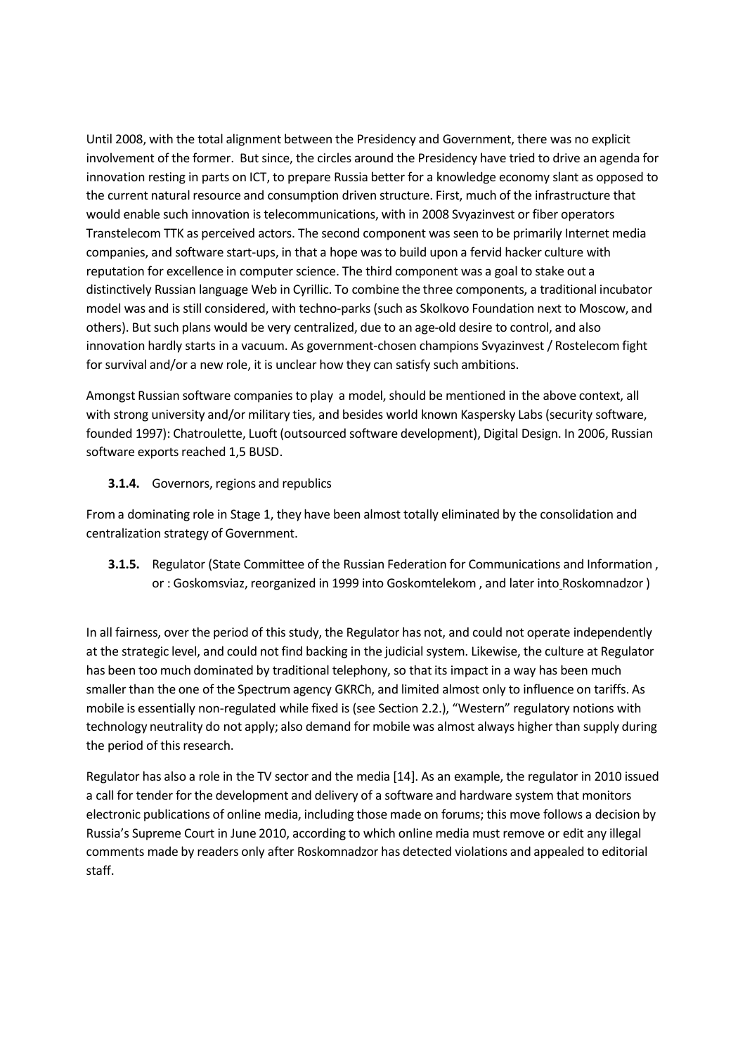Until 2008, with the total alignment between the Presidency and Government, there was no explicit involvement of the former. But since, the circles around the Presidency have tried to drive an agenda for innovation resting in parts on ICT, to prepare Russia better for a knowledge economy slant as opposed to the current natural resource and consumption driven structure. First, much of the infrastructure that would enable such innovation is telecommunications, with in 2008 Svyazinvest or fiber operators Transtelecom TTK as perceived actors. The second component was seen to be primarily Internet media companies, and software start-ups, in that a hope was to build upon a fervid hacker culture with reputation for excellence in computer science. The third component was a goal to stake out a distinctively Russian language Web in Cyrillic. To combine the three components, a traditional incubator model was and is still considered, with techno-parks (such as Skolkovo Foundation next to Moscow, and others). But such plans would be very centralized, due to an age-old desire to control, and also innovation hardly starts in a vacuum. As government-chosen champions Svyazinvest / Rostelecom fight for survival and/or a new role, it is unclear how they can satisfy such ambitions.

Amongst Russian software companies to play a model, should be mentioned in the above context, all with strong university and/or military ties, and besides world known Kaspersky Labs (security software, founded 1997): Chatroulette, Luoft (outsourced software development), Digital Design. In 2006, Russian software exports reached 1,5 BUSD.

#### **3.1.4.** Governors, regions and republics

From a dominating role in Stage 1, they have been almost totally eliminated by the consolidation and centralization strategy of Government.

#### **3.1.5.** Regulator (State Committee of the Russian Federation for Communications and Information , or : Goskomsviaz, reorganized in 1999 into Goskomtelekom , and later into Roskomnadzor )

In all fairness, over the period of this study, the Regulator has not, and could not operate independently at the strategic level, and could not find backing in the judicial system. Likewise, the culture at Regulator has been too much dominated by traditional telephony, so that its impact in a way has been much smaller than the one of the Spectrum agency GKRCh, and limited almost only to influence on tariffs. As mobile is essentially non-regulated while fixed is (see Section 2.2.), "Western" regulatory notions with technology neutrality do not apply; also demand for mobile was almost always higher than supply during the period of this research.

Regulator has also a role in the TV sector and the media [14]. As an example, the regulator in 2010 issued a call for tender for the development and delivery of a software and hardware system that monitors electronic publications of online media, including those made on forums; this move follows a decision by Russia's Supreme Court in June 2010, according to which online media must remove or edit any illegal comments made by readers only after Roskomnadzor has detected violations and appealed to editorial staff.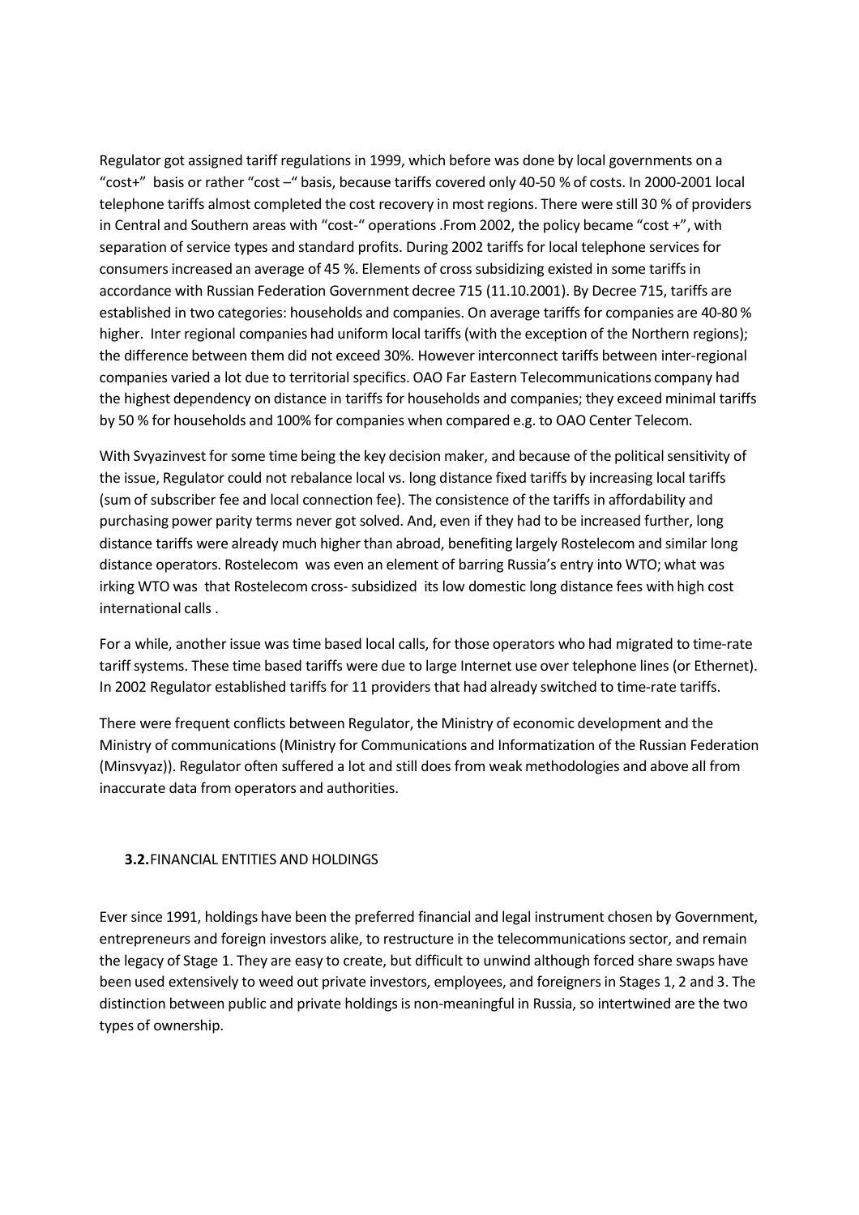Regulator got assigned tariff regulations in 1999, which before was done by local governments on a "cost+" basis or rather "cost –" basis, because tariffs covered only 40-50 % of costs. In 2000-2001 local telephone tariffs almost completed the cost recovery in most regions. There were still 30 % of providers in Central and Southern areas with "cost-" operations .From 2002, the policy became "cost +", with separation of service types and standard profits. During 2002 tariffs for local telephone services for consumers increased an average of 45 %. Elements of cross subsidizing existed in some tariffs in accordance with Russian Federation Government decree 715 (11.10.2001). By Decree 715, tariffs are established in two categories: households and companies. On average tariffs for companies are 40-80 % higher. Inter regional companies had uniform local tariffs (with the exception of the Northern regions); the difference between them did not exceed 30%. However interconnect tariffs between inter-regional companies varied a lot due to territorial specifics. OAO Far Eastern Telecommunications company had the highest dependency on distance in tariffs for households and companies; they exceed minimal tariffs by 50 % for households and 100% for companies when compared e.g. to OAO Center Telecom.

With Svyazinvest for some time being the key decision maker, and because of the political sensitivity of the issue, Regulator could not rebalance local vs. long distance fixed tariffs by increasing local tariffs (sum of subscriber fee and local connection fee). The consistence of the tariffs in affordability and purchasing power parity terms never got solved. And, even if they had to be increased further, long distance tariffs were already much higher than abroad, benefiting largely Rostelecom and similar long distance operators. Rostelecom was even an element of barring Russia's entry into WTO; what was irking WTO was that Rostelecom cross- subsidized its low domestic long distance fees with high cost international calls .

For a while, another issue was time based local calls, for those operators who had migrated to time-rate tariff systems. These time based tariffs were due to large Internet use over telephone lines (or Ethernet). In 2002 Regulator established tariffs for 11 providers that had already switched to time-rate tariffs.

There were frequent conflicts between Regulator, the Ministry of economic development and the Ministry of communications (Ministry for Communications and Informatization of the Russian Federation (Minsvyaz)). Regulator often suffered a lot and still does from weak methodologies and above all from inaccurate data from operators and authorities.

### **3.2.** FINANCIAL ENTITIES AND HOLDINGS

Ever since 1991, holdings have been the preferred financial and legal instrument chosen by Government, entrepreneurs and foreign investors alike, to restructure in the telecommunications sector, and remain the legacy of Stage 1. They are easy to create, but difficult to unwind although forced share swaps have been used extensively to weed out private investors, employees, and foreigners in Stages 1, 2 and 3. The distinction between public and private holdings is non-meaningful in Russia, so intertwined are the two types of ownership.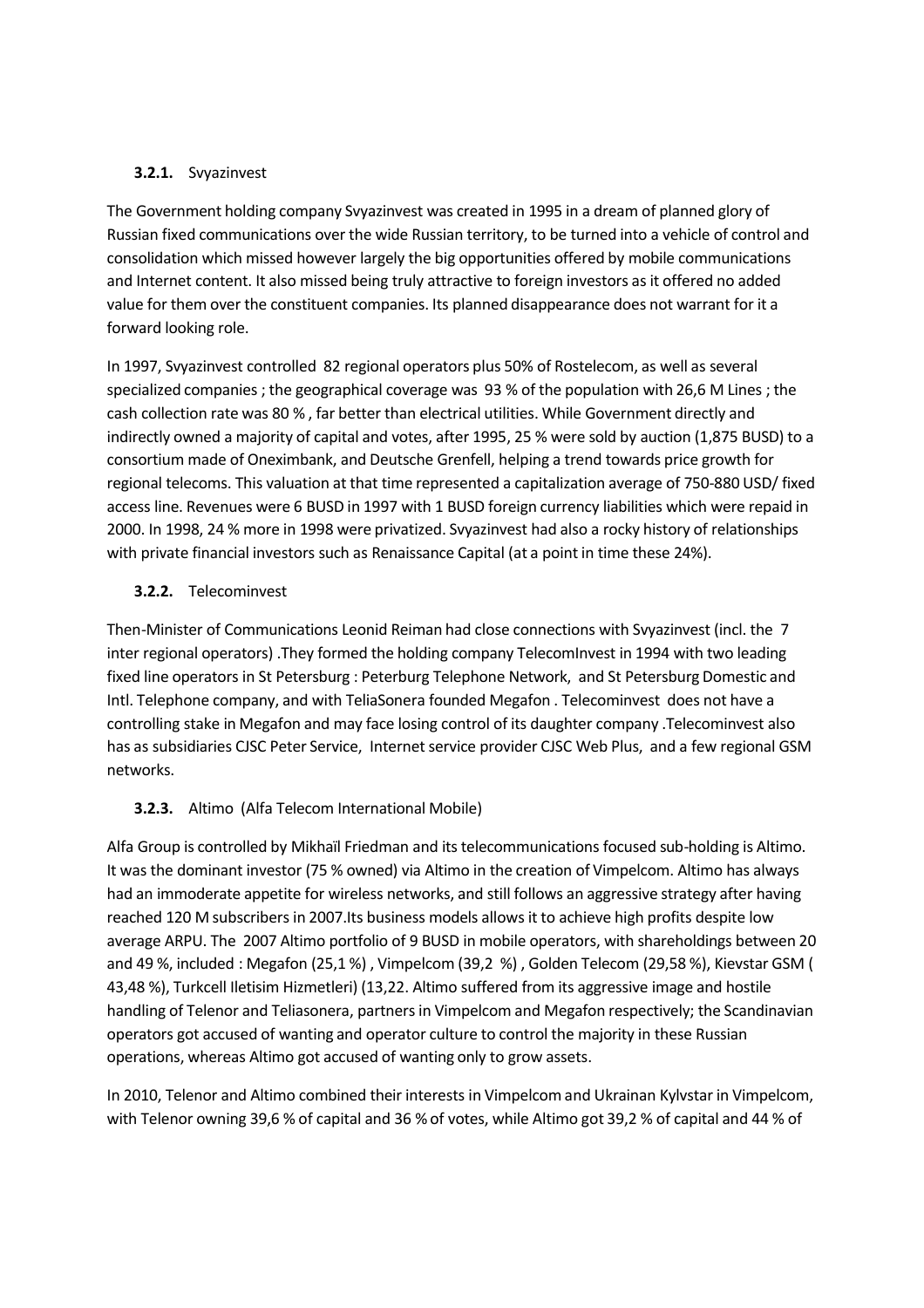### **3.2.1.** Svyazinvest

The Government holding company Svyazinvest was created in 1995 in a dream of planned glory of Russian fixed communications over the wide Russian territory, to be turned into a vehicle of control and consolidation which missed however largely the big opportunities offered by mobile communications and Internet content. It also missed being truly attractive to foreign investors as it offered no added value for them over the constituent companies. Its planned disappearance does not warrant for it a forward looking role.

In 1997, Svyazinvest controlled 82 regional operators plus 50% of Rostelecom, as well as several specialized companies ; the geographical coverage was 93 % of the population with 26,6 M Lines ; the cash collection rate was 80 % , far better than electrical utilities. While Government directly and indirectly owned a majority of capital and votes, after 1995, 25 % were sold by auction (1,875 BUSD) to a consortium made of Oneximbank, and Deutsche Grenfell, helping a trend towards price growth for regional telecoms. This valuation at that time represented a capitalization average of 750-880 USD/ fixed access line. Revenues were 6 BUSD in 1997 with 1 BUSD foreign currency liabilities which were repaid in 2000. In 1998, 24 % more in 1998 were privatized. Svyazinvest had also a rocky history of relationships with private financial investors such as Renaissance Capital (at a point in time these 24%).

### **3.2.2.** Telecominvest

Then-Minister of Communications Leonid Reiman had close connections with Svyazinvest (incl. the 7 inter regional operators) .They formed the holding company TelecomInvest in 1994 with two leading fixed line operators in St Petersburg : Peterburg Telephone Network, and St Petersburg Domestic and Intl. Telephone company, and with TeliaSonera founded Megafon . Telecominvest does not have a controlling stake in Megafon and may face losing control of its daughter company .Telecominvest also has as subsidiaries CJSC Peter Service, Internet service provider CJSC Web Plus, and a few regional GSM networks.

### **3.2.3.** Altimo (Alfa Telecom International Mobile)

Alfa Group is controlled by Mikhaïl Friedman and its telecommunications focused sub-holding is Altimo. It was the dominant investor (75 % owned) via Altimo in the creation of Vimpelcom. Altimo has always had an immoderate appetite for wireless networks, and still follows an aggressive strategy after having reached 120 M subscribers in 2007.Its business models allows it to achieve high profits despite low average ARPU. The 2007 Altimo portfolio of 9 BUSD in mobile operators, with shareholdings between 20 and 49 %, included : Megafon (25,1 %) , Vimpelcom (39,2 %) , Golden Telecom (29,58 %), Kievstar GSM ( 43,48 %), Turkcell Iletisim Hizmetleri) (13,22. Altimo suffered from its aggressive image and hostile handling of Telenor and Teliasonera, partners in Vimpelcom and Megafon respectively; the Scandinavian operators got accused of wanting and operator culture to control the majority in these Russian operations, whereas Altimo got accused of wanting only to grow assets.

In 2010, Telenor and Altimo combined their interests in Vimpelcom and Ukrainan Kylvstar in Vimpelcom, with Telenor owning 39,6 % of capital and 36 % of votes, while Altimo got 39,2 % of capital and 44 % of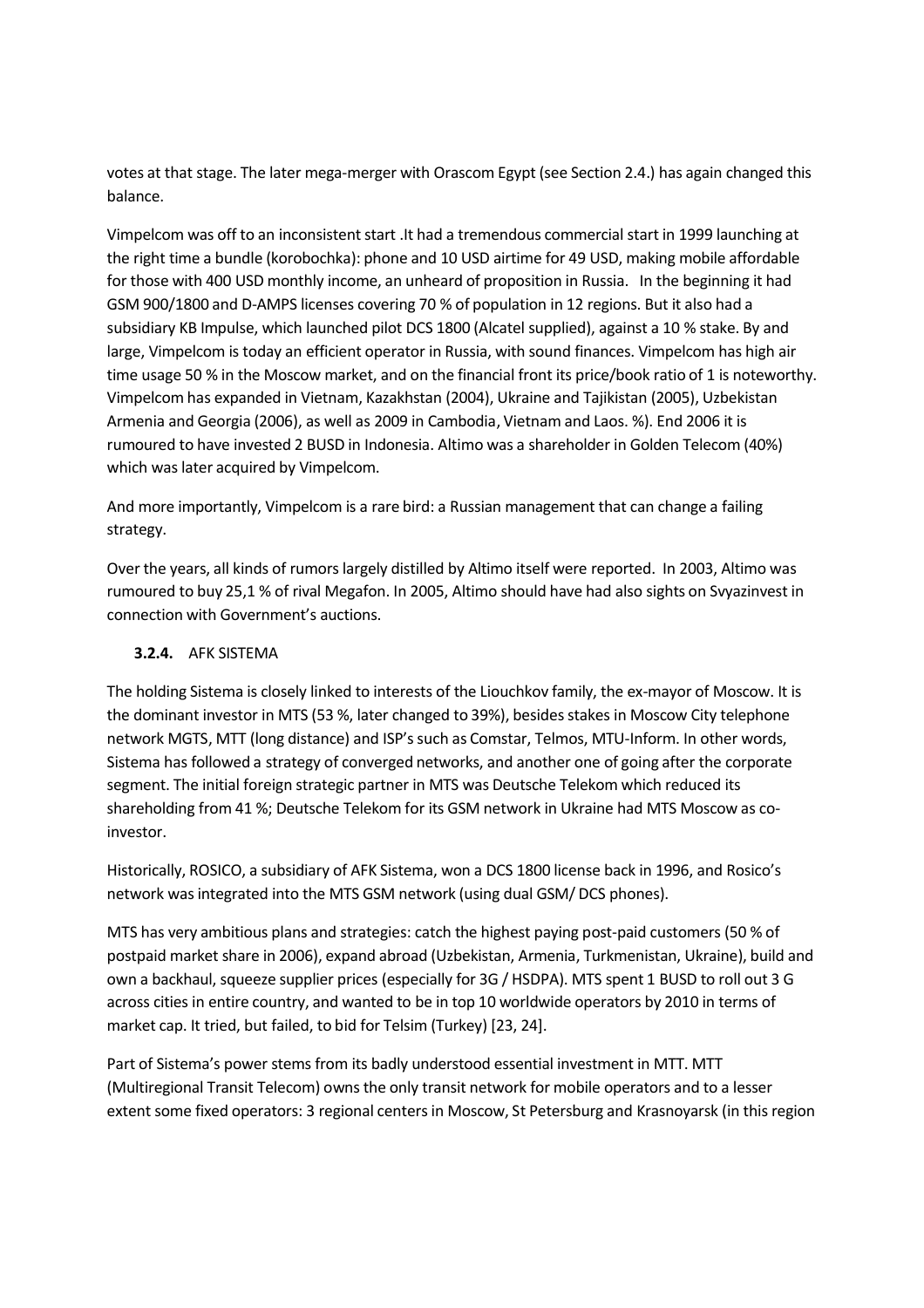votes at that stage. The later mega-merger with Orascom Egypt (see Section 2.4.) has again changed this balance.

Vimpelcom was off to an inconsistent start .It had a tremendous commercial start in 1999 launching at the right time a bundle (korobochka): phone and 10 USD airtime for 49 USD, making mobile affordable for those with 400 USD monthly income, an unheard of proposition in Russia.   In the beginning it had GSM 900/1800 and D-AMPS licenses covering 70 % of population in 12 regions. But it also had a subsidiary KB Impulse, which launched pilot DCS 1800 (Alcatel supplied), against a 10 % stake. By and large, Vimpelcom is today an efficient operator in Russia, with sound finances. Vimpelcom has high air time usage 50 % in the Moscow market, and on the financial front its price/book ratio of 1 is noteworthy. Vimpelcom has expanded in Vietnam, Kazakhstan (2004), Ukraine and Tajikistan (2005), Uzbekistan Armenia and Georgia (2006), as well as 2009 in Cambodia, Vietnam and Laos. %). End 2006 it is rumoured to have invested 2 BUSD in Indonesia. Altimo was a shareholder in Golden Telecom (40%) which was later acquired by Vimpelcom.

And more importantly, Vimpelcom is a rare bird: a Russian management that can change a failing strategy.

Over the years, all kinds of rumors largely distilled by Altimo itself were reported.  In 2003, Altimo was rumoured to buy 25,1 % of rival Megafon. In 2005, Altimo should have had also sights on Svyazinvest in connection with Government's auctions.

### 3.2.4. AFK SISTEMA

The holding Sistema is closely linked to interests of the Liouchkov family, the ex-mayor of Moscow. It is the dominant investor in MTS (53 %, later changed to 39%), besides stakes in Moscow City telephone network MGTS, MTT (long distance) and ISP's such as Comstar, Telmos, MTU-Inform. In other words, Sistema has followed a strategy of converged networks, and another one of going after the corporate segment. The initial foreign strategic partner in MTS was Deutsche Telekom which reduced its shareholding from 41 %; Deutsche Telekom for its GSM network in Ukraine had MTS Moscow as co-investor.

Historically, ROSICO, a subsidiary of AFK Sistema, won a DCS 1800 license back in 1996, and Rosico's network was integrated into the MTS GSM network (using dual GSM/ DCS phones).

MTS has very ambitious plans and strategies: catch the highest paying post-paid customers (50 % of postpaid market share in 2006), expand abroad (Uzbekistan, Armenia, Turkmenistan, Ukraine), build and own a backhaul, squeeze supplier prices (especially for 3G / HSDPA). MTS spent 1 BUSD to roll out 3 G across cities in entire country, and wanted to be in top 10 worldwide operators by 2010 in terms of market cap. It tried, but failed, to bid for Telsim (Turkey) [23, 24].

Part of Sistema's power stems from its badly understood essential investment in MTT. MTT (Multiregional Transit Telecom) owns the only transit network for mobile operators and to a lesser extent some fixed operators: 3 regional centers in Moscow, St Petersburg and Krasnoyarsk (in this region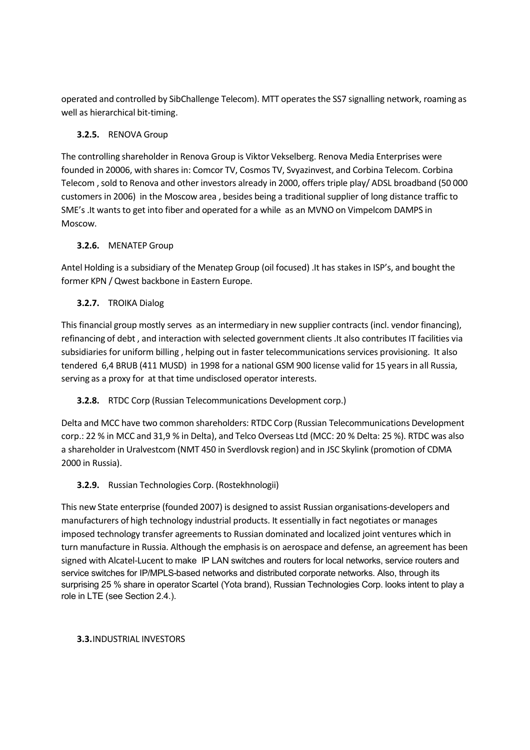operated and controlled by SibChallenge Telecom). MTT operates the SS7 signalling network, roaming as well as hierarchical bit-timing.

### **3.2.5.** RENOVA Group

The controlling shareholder in Renova Group is Viktor Vekselberg. Renova Media Enterprises were founded in 20006, with shares in: Comcor TV, Cosmos TV, Svyazinvest, and Corbina Telecom. Corbina Telecom , sold to Renova and other investors already in 2000, offers triple play/ ADSL broadband (50 000 customers in 2006) in the Moscow area , besides being a traditional supplier of long distance traffic to SME's .It wants to get into fiber and operated for a while as an MVNO on Vimpelcom DAMPS in Moscow.

### **3.2.6.** MENATEP Group

Antel Holding is a subsidiary of the Menatep Group (oil focused) .It has stakes in ISP's, and bought the former KPN / Qwest backbone in Eastern Europe.

### **3.2.7.** TROIKA Dialog

This financial group mostly serves as an intermediary in new supplier contracts (incl. vendor financing), refinancing of debt , and interaction with selected government clients .It also contributes IT facilities via subsidiaries for uniform billing , helping out in faster telecommunications services provisioning. It also tendered 6,4 BRUB (411 MUSD) in 1998 for a national GSM 900 license valid for 15 years in all Russia, serving as a proxy for at that time undisclosed operator interests.

### **3.2.8.** RTDC Corp (Russian Telecommunications Development corp.)

Delta and MCC have two common shareholders: RTDC Corp (Russian Telecommunications Development corp.: 22 % in MCC and 31,9 % in Delta), and Telco Overseas Ltd (MCC: 20 % Delta: 25 %). RTDC was also a shareholder in Uralvestcom (NMT 450 in Sverdlovsk region) and in JSC Skylink (promotion of CDMA 2000 in Russia).

### **3.2.9.** Russian Technologies Corp. (Rostekhnologii)

This new State enterprise (founded 2007) is designed to assist Russian organisations-developers and manufacturers of high technology industrial products. It essentially in fact negotiates or manages imposed technology transfer agreements to Russian dominated and localized joint ventures which in turn manufacture in Russia. Although the emphasis is on aerospace and defense, an agreement has been signed with Alcatel-Lucent to make IP LAN switches and routers for local networks, service routers and service switches for IP/MPLS-based networks and distributed corporate networks. Also, through its surprising 25 % share in operator Scartel (Yota brand), Russian Technologies Corp. looks intent to play a role in LTE (see Section 2.4.).

## **3.3.** INDUSTRIAL INVESTORS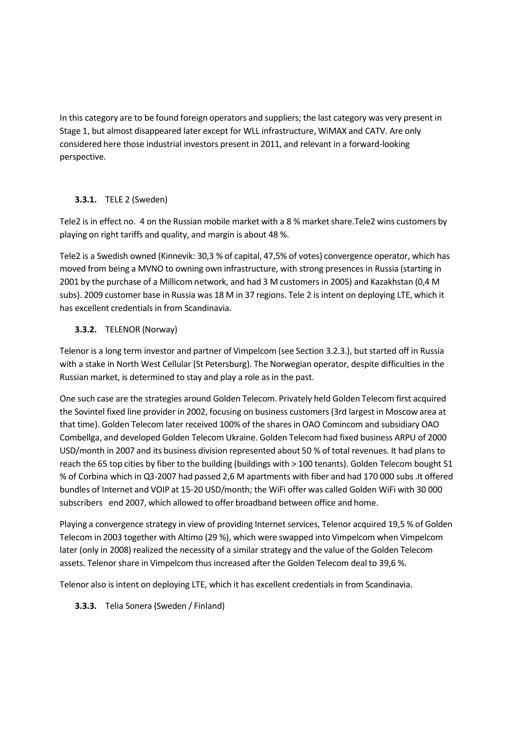In this category are to be found foreign operators and suppliers; the last category was very present in Stage 1, but almost disappeared later except for WLL infrastructure, WiMAX and CATV. Are only considered here those industrial investors present in 2011, and relevant in a forward-looking perspective.

### **3.3.1.** TELE 2 (Sweden)

Tele2 is in effect no. 4 on the Russian mobile market with a 8 % market share.Tele2 wins customers by playing on right tariffs and quality, and margin is about 48 %.

Tele2 is a Swedish owned (Kinnevik: 30,3 % of capital, 47,5% of votes) convergence operator, which has moved from being a MVNO to owning own infrastructure, with strong presences in Russia (starting in 2001 by the purchase of a Millicom network, and had 3 M customers in 2005) and Kazakhstan (0,4 M subs). 2009 customer base in Russia was 18 M in 37 regions. Tele 2 is intent on deploying LTE, which it has excellent credentials in from Scandinavia.

### **3.3.2.** TELENOR (Norway)

Telenor is a long term investor and partner of Vimpelcom (see Section 3.2.3.), but started off in Russia with a stake in North West Cellular (St Petersburg). The Norwegian operator, despite difficulties in the Russian market, is determined to stay and play a role as in the past.

One such case are the strategies around Golden Telecom. Privately held Golden Telecom first acquired the Sovintel fixed line provider in 2002, focusing on business customers (3rd largest in Moscow area at that time). Golden Telecom later received 100% of the shares in OAO Comincom and subsidiary OAO Combellga, and developed Golden Telecom Ukraine. Golden Telecom had fixed business ARPU of 2000 USD/month in 2007 and its business division represented about 50 % of total revenues. It had plans to reach the 65 top cities by fiber to the building (buildings with > 100 tenants). Golden Telecom bought 51 % of Corbina which in Q3-2007 had passed 2,6 M apartments with fiber and had 170 000 subs .It offered bundles of Internet and VOIP at 15-20 USD/month; the WiFi offer was called Golden WiFi with 30 000 subscribers end 2007, which allowed to offer broadband between office and home.

Playing a convergence strategy in view of providing Internet services, Telenor acquired 19,5 % of Golden Telecom in 2003 together with Altimo (29 %), which were swapped into Vimpelcom when Vimpelcom later (only in 2008) realized the necessity of a similar strategy and the value of the Golden Telecom assets. Telenor share in Vimpelcom thus increased after the Golden Telecom deal to 39,6 %.

Telenor also is intent on deploying LTE, which it has excellent credentials in from Scandinavia.

### **3.3.3.** Telia Sonera (Sweden / Finland)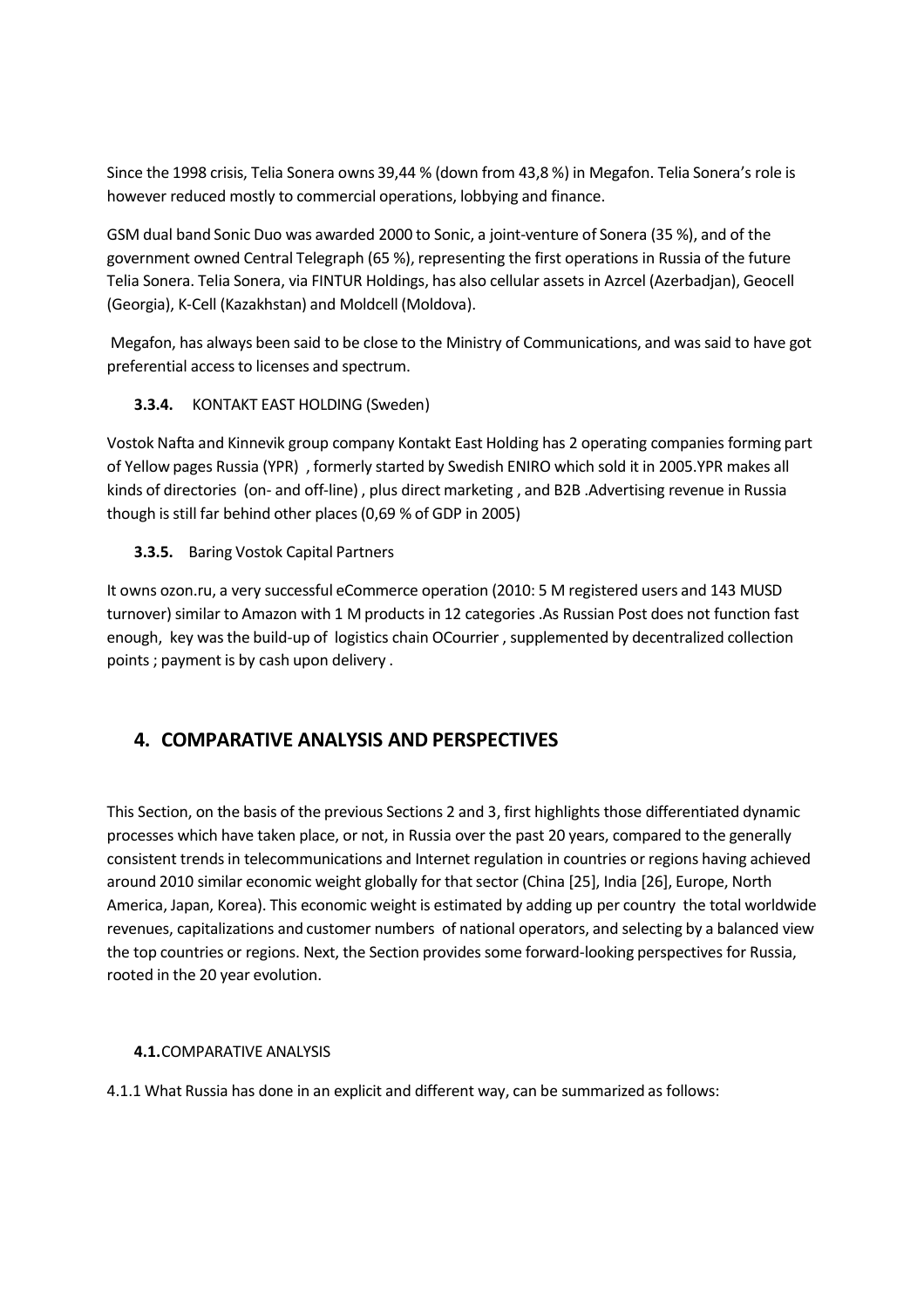Since the 1998 crisis, Telia Sonera owns 39,44 % (down from 43,8 %) in Megafon. Telia Sonera's role is however reduced mostly to commercial operations, lobbying and finance.

GSM dual band Sonic Duo was awarded 2000 to Sonic, a joint-venture of Sonera (35 %), and of the government owned Central Telegraph (65 %), representing the first operations in Russia of the future Telia Sonera. Telia Sonera, via FINTUR Holdings, has also cellular assets in Azrcel (Azerbadjan), Geocell (Georgia), K-Cell (Kazakhstan) and Moldcell (Moldova).

Megafon, has always been said to be close to the Ministry of Communications, and was said to have got preferential access to licenses and spectrum.

#### **3.3.4.** KONTAKT EAST HOLDING (Sweden)

Vostok Nafta and Kinnevik group company Kontakt East Holding has 2 operating companies forming part of Yellow pages Russia (YPR) , formerly started by Swedish ENIRO which sold it in 2005.YPR makes all kinds of directories (on- and off-line) , plus direct marketing , and B2B .Advertising revenue in Russia though is still far behind other places (0,69 % of GDP in 2005)

#### **3.3.5.** Baring Vostok Capital Partners

It owns ozon.ru, a very successful eCommerce operation (2010: 5 M registered users and 143 MUSD turnover) similar to Amazon with 1 M products in 12 categories .As Russian Post does not function fast enough, key was the build-up of logistics chain OCourrier , supplemented by decentralized collection points ; payment is by cash upon delivery .

## 4. COMPARATIVE ANALYSIS AND PERSPECTIVES

This Section, on the basis of the previous Sections 2 and 3, first highlights those differentiated dynamic processes which have taken place, or not, in Russia over the past 20 years, compared to the generally consistent trends in telecommunications and Internet regulation in countries or regions having achieved around 2010 similar economic weight globally for that sector (China [25], India [26], Europe, North America, Japan, Korea). This economic weight is estimated by adding up per country the total worldwide revenues, capitalizations and customer numbers of national operators, and selecting by a balanced view the top countries or regions. Next, the Section provides some forward-looking perspectives for Russia, rooted in the 20 year evolution.

### **4.1.** COMPARATIVE ANALYSIS

4.1.1 What Russia has done in an explicit and different way, can be summarized as follows: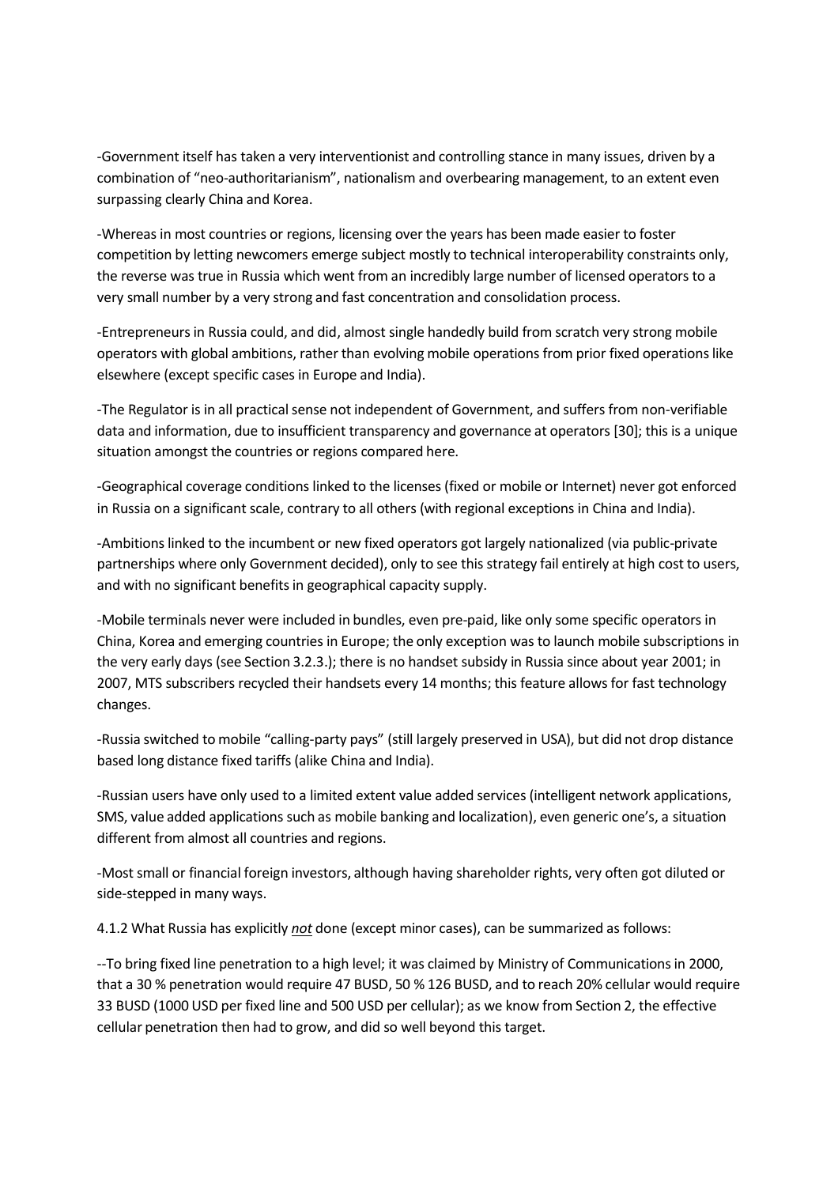-Government itself has taken a very interventionist and controlling stance in many issues, driven by a combination of "neo-authoritarianism", nationalism and overbearing management, to an extent even surpassing clearly China and Korea.

-Whereas in most countries or regions, licensing over the years has been made easier to foster competition by letting newcomers emerge subject mostly to technical interoperability constraints only, the reverse was true in Russia which went from an incredibly large number of licensed operators to a very small number by a very strong and fast concentration and consolidation process.

-Entrepreneurs in Russia could, and did, almost single handedly build from scratch very strong mobile operators with global ambitions, rather than evolving mobile operations from prior fixed operations like elsewhere (except specific cases in Europe and India).

-The Regulator is in all practical sense not independent of Government, and suffers from non-verifiable data and information, due to insufficient transparency and governance at operators [30]; this is a unique situation amongst the countries or regions compared here.

-Geographical coverage conditions linked to the licenses (fixed or mobile or Internet) never got enforced in Russia on a significant scale, contrary to all others (with regional exceptions in China and India).

-Ambitions linked to the incumbent or new fixed operators got largely nationalized (via public-private partnerships where only Government decided), only to see this strategy fail entirely at high cost to users, and with no significant benefits in geographical capacity supply.

-Mobile terminals never were included in bundles, even pre-paid, like only some specific operators in China, Korea and emerging countries in Europe; the only exception was to launch mobile subscriptions in the very early days (see Section 3.2.3.); there is no handset subsidy in Russia since about year 2001; in 2007, MTS subscribers recycled their handsets every 14 months; this feature allows for fast technology changes.

-Russia switched to mobile "calling-party pays" (still largely preserved in USA), but did not drop distance based long distance fixed tariffs (alike China and India).

-Russian users have only used to a limited extent value added services (intelligent network applications, SMS, value added applications such as mobile banking and localization), even generic one's, a situation different from almost all countries and regions.

-Most small or financial foreign investors, although having shareholder rights, very often got diluted or side-stepped in many ways.

4.1.2 What Russia has explicitly ***not*** done (except minor cases), can be summarized as follows:

--To bring fixed line penetration to a high level; it was claimed by Ministry of Communications in 2000, that a 30 % penetration would require 47 BUSD, 50 % 126 BUSD, and to reach 20% cellular would require 33 BUSD (1000 USD per fixed line and 500 USD per cellular); as we know from Section 2, the effective cellular penetration then had to grow, and did so well beyond this target.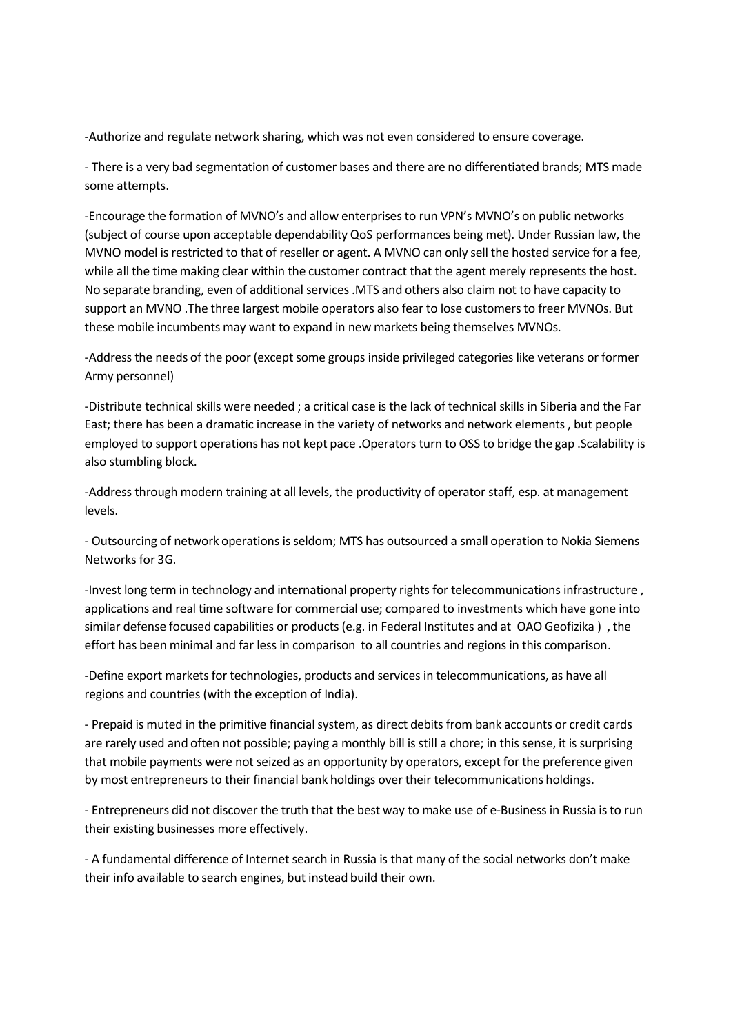-Authorize and regulate network sharing, which was not even considered to ensure coverage.

- There is a very bad segmentation of customer bases and there are no differentiated brands; MTS made some attempts.

-Encourage the formation of MVNO's and allow enterprises to run VPN's MVNO's on public networks (subject of course upon acceptable dependability QoS performances being met). Under Russian law, the MVNO model is restricted to that of reseller or agent. A MVNO can only sell the hosted service for a fee, while all the time making clear within the customer contract that the agent merely represents the host. No separate branding, even of additional services .MTS and others also claim not to have capacity to support an MVNO .The three largest mobile operators also fear to lose customers to freer MVNOs. But these mobile incumbents may want to expand in new markets being themselves MVNOs.

-Address the needs of the poor (except some groups inside privileged categories like veterans or former Army personnel)

-Distribute technical skills were needed ; a critical case is the lack of technical skills in Siberia and the Far East; there has been a dramatic increase in the variety of networks and network elements , but people employed to support operations has not kept pace .Operators turn to OSS to bridge the gap .Scalability is also stumbling block.

-Address through modern training at all levels, the productivity of operator staff, esp. at management levels.

- Outsourcing of network operations is seldom; MTS has outsourced a small operation to Nokia Siemens Networks for 3G.

-Invest long term in technology and international property rights for telecommunications infrastructure , applications and real time software for commercial use; compared to investments which have gone into similar defense focused capabilities or products (e.g. in Federal Institutes and at OAO Geofizika ) , the effort has been minimal and far less in comparison to all countries and regions in this comparison.

-Define export markets for technologies, products and services in telecommunications, as have all regions and countries (with the exception of India).

- Prepaid is muted in the primitive financial system, as direct debits from bank accounts or credit cards are rarely used and often not possible; paying a monthly bill is still a chore; in this sense, it is surprising that mobile payments were not seized as an opportunity by operators, except for the preference given by most entrepreneurs to their financial bank holdings over their telecommunications holdings.

- Entrepreneurs did not discover the truth that the best way to make use of e-Business in Russia is to run their existing businesses more effectively.

- A fundamental difference of Internet search in Russia is that many of the social networks don't make their info available to search engines, but instead build their own.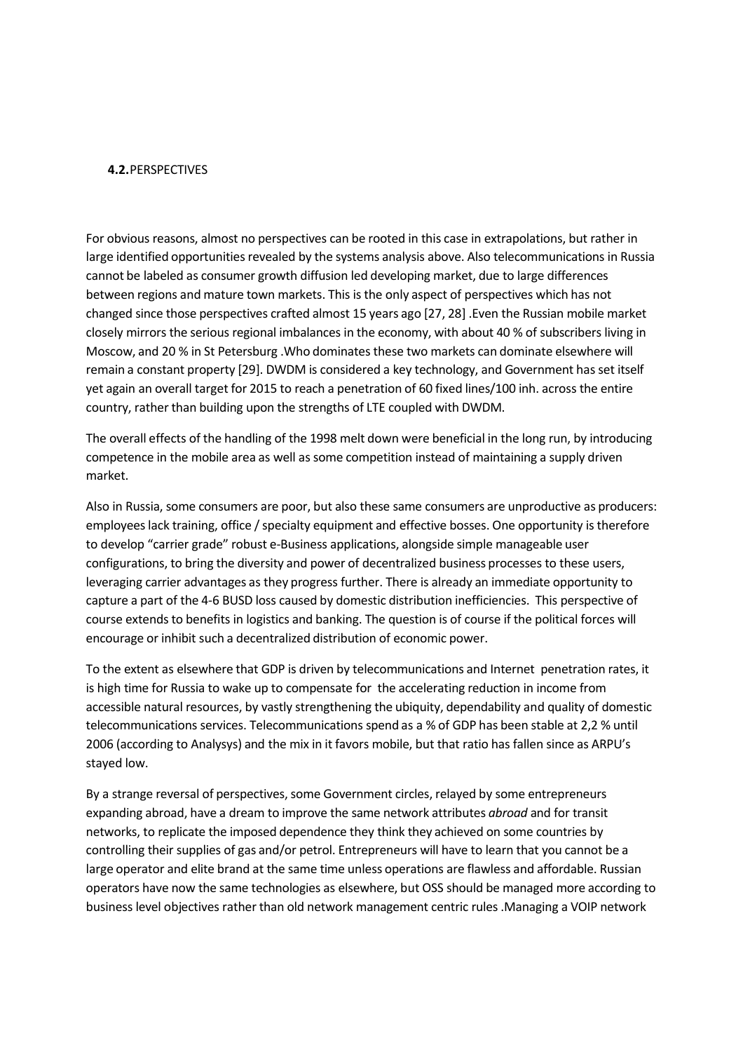## 4.2. PERSPECTIVES

For obvious reasons, almost no perspectives can be rooted in this case in extrapolations, but rather in large identified opportunities revealed by the systems analysis above. Also telecommunications in Russia cannot be labeled as consumer growth diffusion led developing market, due to large differences between regions and mature town markets. This is the only aspect of perspectives which has not changed since those perspectives crafted almost 15 years ago [27, 28] .Even the Russian mobile market closely mirrors the serious regional imbalances in the economy, with about 40 % of subscribers living in Moscow, and 20 % in St Petersburg .Who dominates these two markets can dominate elsewhere will remain a constant property [29]. DWDM is considered a key technology, and Government has set itself yet again an overall target for 2015 to reach a penetration of 60 fixed lines/100 inh. across the entire country, rather than building upon the strengths of LTE coupled with DWDM.

The overall effects of the handling of the 1998 melt down were beneficial in the long run, by introducing competence in the mobile area as well as some competition instead of maintaining a supply driven market.

Also in Russia, some consumers are poor, but also these same consumers are unproductive as producers: employees lack training, office / specialty equipment and effective bosses. One opportunity is therefore to develop "carrier grade" robust e-Business applications, alongside simple manageable user configurations, to bring the diversity and power of decentralized business processes to these users, leveraging carrier advantages as they progress further. There is already an immediate opportunity to capture a part of the 4-6 BUSD loss caused by domestic distribution inefficiencies. This perspective of course extends to benefits in logistics and banking. The question is of course if the political forces will encourage or inhibit such a decentralized distribution of economic power.

To the extent as elsewhere that GDP is driven by telecommunications and Internet penetration rates, it is high time for Russia to wake up to compensate for the accelerating reduction in income from accessible natural resources, by vastly strengthening the ubiquity, dependability and quality of domestic telecommunications services. Telecommunications spend as a % of GDP has been stable at 2,2 % until 2006 (according to Analysys) and the mix in it favors mobile, but that ratio has fallen since as ARPU's stayed low.

By a strange reversal of perspectives, some Government circles, relayed by some entrepreneurs expanding abroad, have a dream to improve the same network attributes *abroad* and for transit networks, to replicate the imposed dependence they think they achieved on some countries by controlling their supplies of gas and/or petrol. Entrepreneurs will have to learn that you cannot be a large operator and elite brand at the same time unless operations are flawless and affordable. Russian operators have now the same technologies as elsewhere, but OSS should be managed more according to business level objectives rather than old network management centric rules .Managing a VOIP network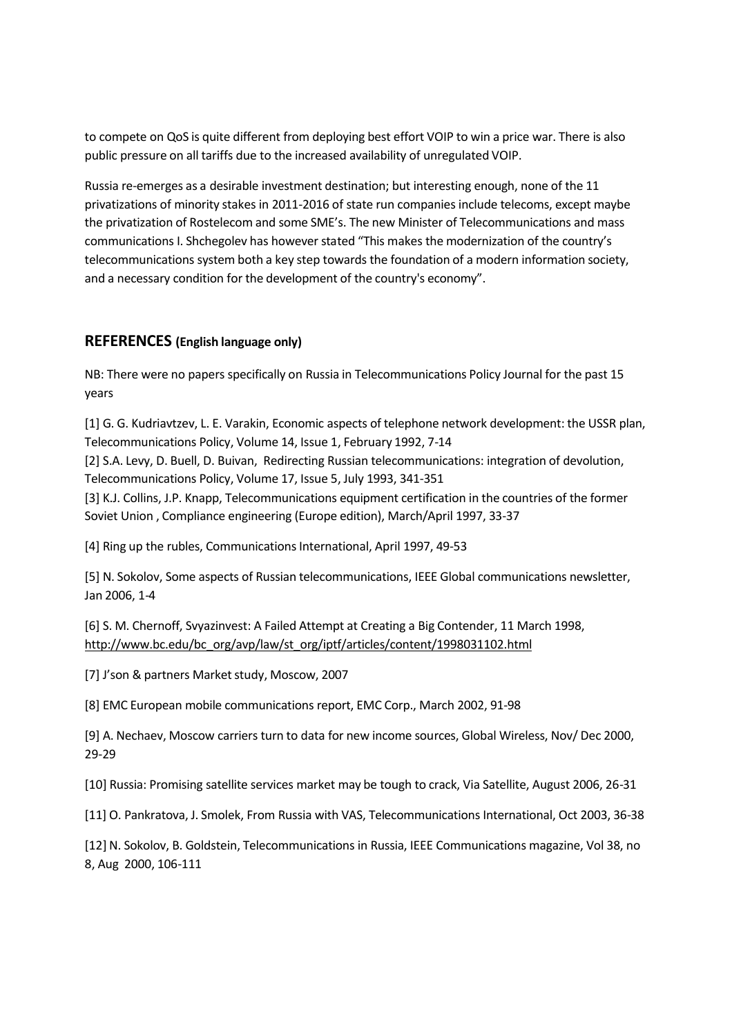to compete on QoS is quite different from deploying best effort VOIP to win a price war. There is also public pressure on all tariffs due to the increased availability of unregulated VOIP.

Russia re-emerges as a desirable investment destination; but interesting enough, none of the 11 privatizations of minority stakes in 2011-2016 of state run companies include telecoms, except maybe the privatization of Rostelecom and some SME's. The new Minister of Telecommunications and mass communications I. Shchegolev has however stated "This makes the modernization of the country's telecommunications system both a key step towards the foundation of a modern information society, and a necessary condition for the development of the country's economy".

## REFERENCES (English language only)

NB: There were no papers specifically on Russia in Telecommunications Policy Journal for the past 15 years

[1] G. G. Kudriavtzev, L. E. Varakin, Economic aspects of telephone network development: the USSR plan, Telecommunications Policy, Volume 14, Issue 1, February 1992, 7-14

[2] S.A. Levy, D. Buell, D. Buivan, Redirecting Russian telecommunications: integration of devolution, Telecommunications Policy, Volume 17, Issue 5, July 1993, 341-351

[3] K.J. Collins, J.P. Knapp, Telecommunications equipment certification in the countries of the former Soviet Union , Compliance engineering (Europe edition), March/April 1997, 33-37

[4] Ring up the rubles, Communications International, April 1997, 49-53

[5] N. Sokolov, Some aspects of Russian telecommunications, IEEE Global communications newsletter, Jan 2006, 1-4

[6] S. M. Chernoff, Svyazinvest: A Failed Attempt at Creating a Big Contender, 11 March 1998, http://www.bc.edu/bc_org/avp/law/st_org/iptf/articles/content/1998031102.html

[7] J'son & partners Market study, Moscow, 2007

[8] EMC European mobile communications report, EMC Corp., March 2002, 91-98

[9] A. Nechaev, Moscow carriers turn to data for new income sources, Global Wireless, Nov/ Dec 2000, 29-29

[10] Russia: Promising satellite services market may be tough to crack, Via Satellite, August 2006, 26-31

[11] O. Pankratova, J. Smolek, From Russia with VAS, Telecommunications International, Oct 2003, 36-38

[12] N. Sokolov, B. Goldstein, Telecommunications in Russia, IEEE Communications magazine, Vol 38, no 8, Aug 2000, 106-111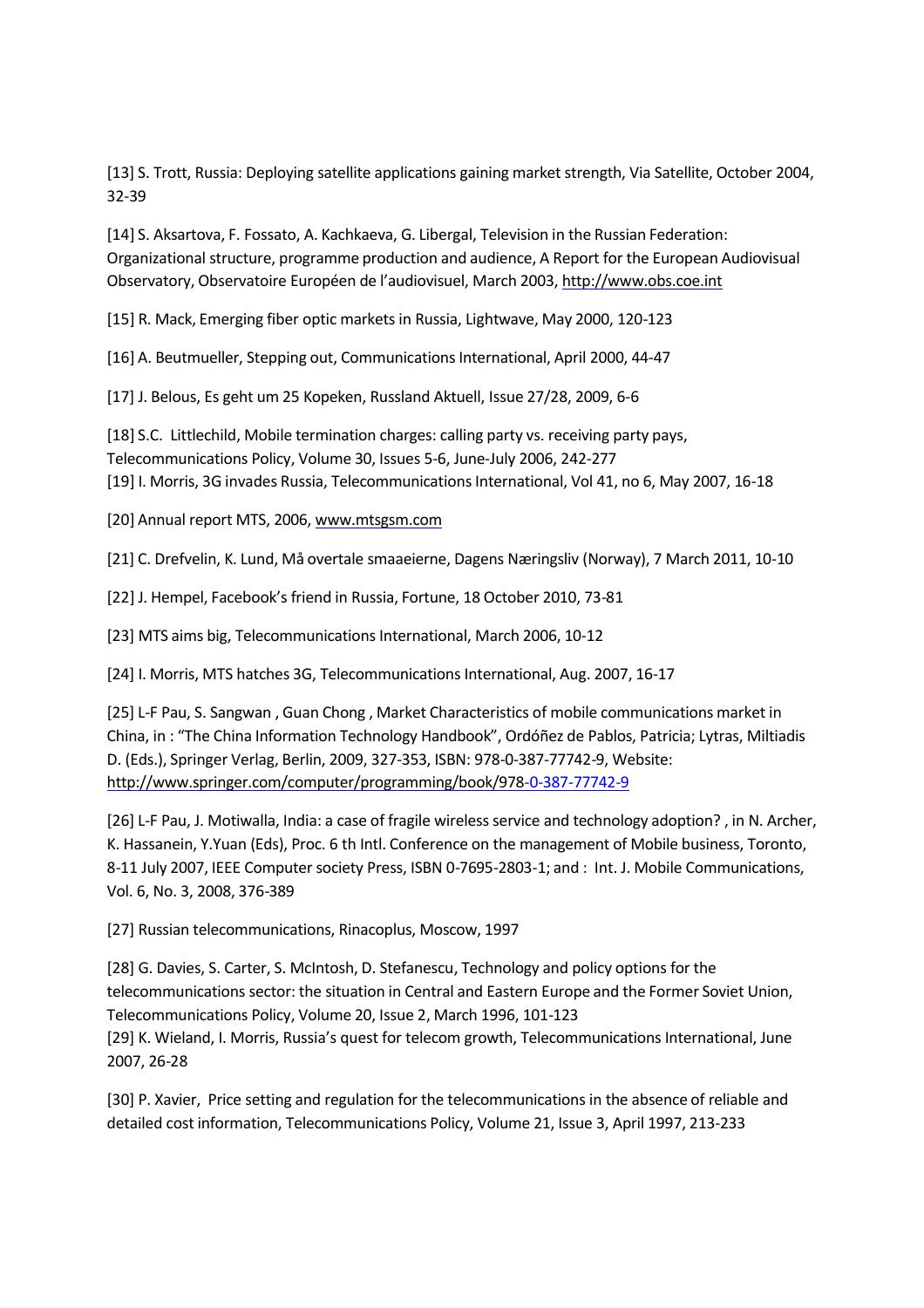[13] S. Trott, Russia: Deploying satellite applications gaining market strength, Via Satellite, October 2004, 32-39

[14] S. Aksartova, F. Fossato, A. Kachkaeva, G. Libergal, Television in the Russian Federation: Organizational structure, programme production and audience, A Report for the European Audiovisual Observatory, Observatoire Européen de l'audiovisuel, March 2003, http://www.obs.coe.int

[15] R. Mack, Emerging fiber optic markets in Russia, Lightwave, May 2000, 120-123

[16] A. Beutmueller, Stepping out, Communications International, April 2000, 44-47

[17] J. Belous, Es geht um 25 Kopeken, Russland Aktuell, Issue 27/28, 2009, 6-6

[18] S.C. Littlechild, Mobile termination charges: calling party vs. receiving party pays, Telecommunications Policy, Volume 30, Issues 5-6, June-July 2006, 242-277

[19] I. Morris, 3G invades Russia, Telecommunications International, Vol 41, no 6, May 2007, 16-18

[20] Annual report MTS, 2006, www.mtsgsm.com

[21] C. Drefvelin, K. Lund, Må overtale smaaeierne, Dagens Næringsliv (Norway), 7 March 2011, 10-10

[22] J. Hempel, Facebook's friend in Russia, Fortune, 18 October 2010, 73-81

[23] MTS aims big, Telecommunications International, March 2006, 10-12

[24] I. Morris, MTS hatches 3G, Telecommunications International, Aug. 2007, 16-17

[25] L-F Pau, S. Sangwan , Guan Chong , Market Characteristics of mobile communications market in China, in : "The China Information Technology Handbook", Ordóñez de Pablos, Patricia; Lytras, Miltiadis D. (Eds.), Springer Verlag, Berlin, 2009, 327-353, ISBN: 978-0-387-77742-9, Website: http://www.springer.com/computer/programming/book/978-0-387-77742-9

[26] L-F Pau, J. Motiwalla, India: a case of fragile wireless service and technology adoption? , in N. Archer, K. Hassanein, Y.Yuan (Eds), Proc. 6 th Intl. Conference on the management of Mobile business, Toronto, 8-11 July 2007, IEEE Computer society Press, ISBN 0-7695-2803-1; and : Int. J. Mobile Communications, Vol. 6, No. 3, 2008, 376-389

[27] Russian telecommunications, Rinacoplus, Moscow, 1997

[28] G. Davies, S. Carter, S. McIntosh, D. Stefanescu, Technology and policy options for the telecommunications sector: the situation in Central and Eastern Europe and the Former Soviet Union, Telecommunications Policy, Volume 20, Issue 2, March 1996, 101-123

[29] K. Wieland, I. Morris, Russia's quest for telecom growth, Telecommunications International, June 2007, 26-28

[30] P. Xavier, Price setting and regulation for the telecommunications in the absence of reliable and detailed cost information, Telecommunications Policy, Volume 21, Issue 3, April 1997, 213-233